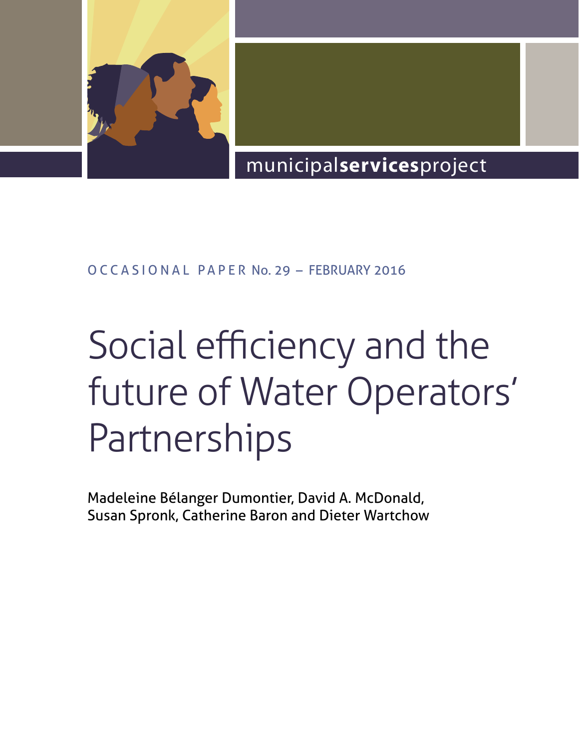municipal**services**project

OCCASIONAL PAPER No. 29 – FEBRUARY 2016

# Social efficiency and the future of Water Operators' Partnerships

Madeleine Bélanger Dumontier, David A. McDonald, Susan Spronk, Catherine Baron and Dieter Wartchow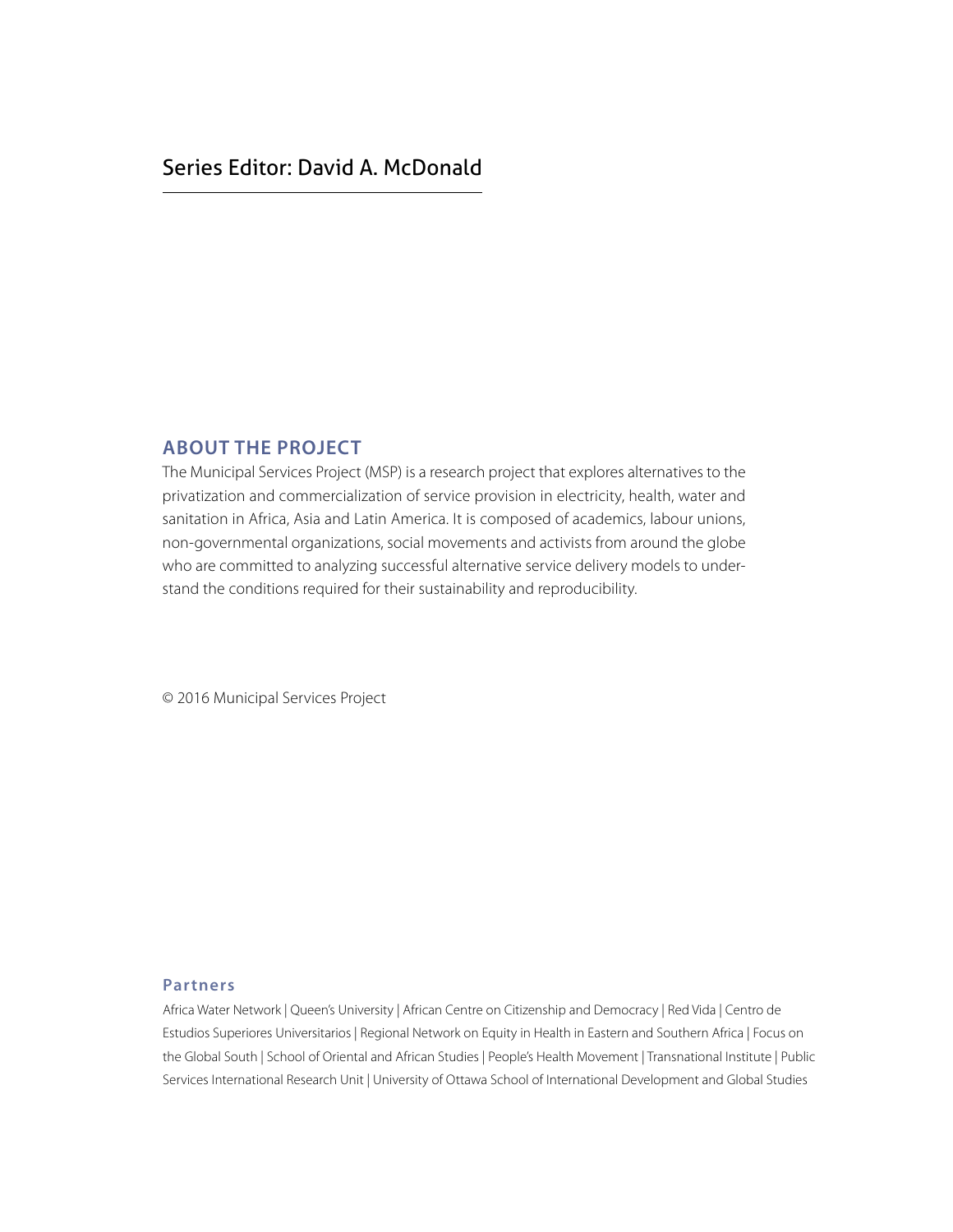Series Editor: David A. McDonald

## ABOUT THE PROJECT

The Municipal Services Project (MSP) is a research project that explores alternatives to the privatization and commercialization of service provision in electricity, health, water and sanitation in Africa, Asia and Latin America. It is composed of academics, labour unions, non-governmental organizations, social movements and activists from around the globe who are committed to analyzing successful alternative service delivery models to understand the conditions required for their sustainability and reproducibility.

© 2016 Municipal Services Project

### Partners

Africa Water Network | Queen's University | African Centre on Citizenship and Democracy | Red Vida | Centro de Estudios Superiores Universitarios | Regional Network on Equity in Health in Eastern and Southern Africa | Focus on the Global South | School of Oriental and African Studies | People's Health Movement | Transnational Institute | Public Services International Research Unit | University of Ottawa School of International Development and Global Studies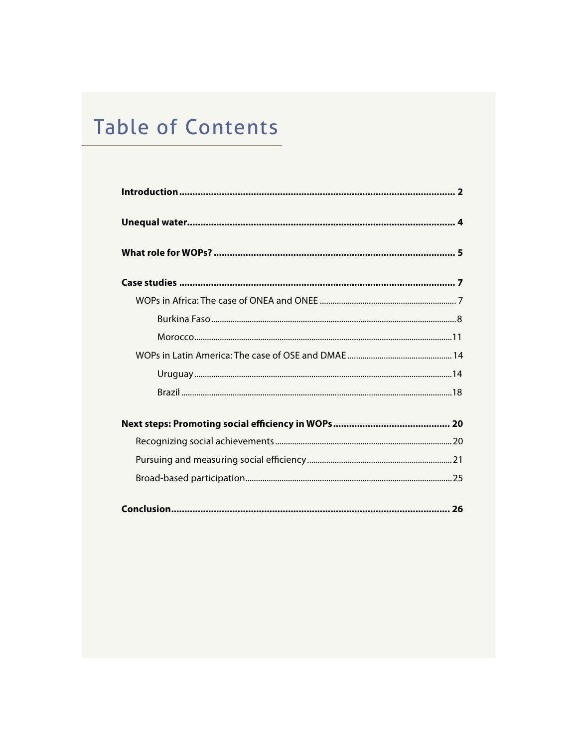# Table of Contents

**Introduction** ........................................................................................................ **2**

**Unequal water** ..................................................................................................... **4**

**What role for WOPs?** ........................................................................................... **5**

**Case studies** ......................................................................................................... **7**

- WOPs in Africa: The case of ONEA and ONEE ................................................................. 7
  - Burkina Faso ................................................................................................................ 8
  - Morocco ..................................................................................................................... 11
- WOPs in Latin America: The case of OSE and DMAE ................................................. 14
  - Uruguay ..................................................................................................................... 14
  - Brazil ......................................................................................................................... 18

**Next steps: Promoting social efficiency in WOPs** ............................................ **20**

- Recognizing social achievements .................................................................................. 20
- Pursuing and measuring social efficiency .................................................................... 21
- Broad-based participation ............................................................................................. 25

**Conclusion** ......................................................................................................... **26**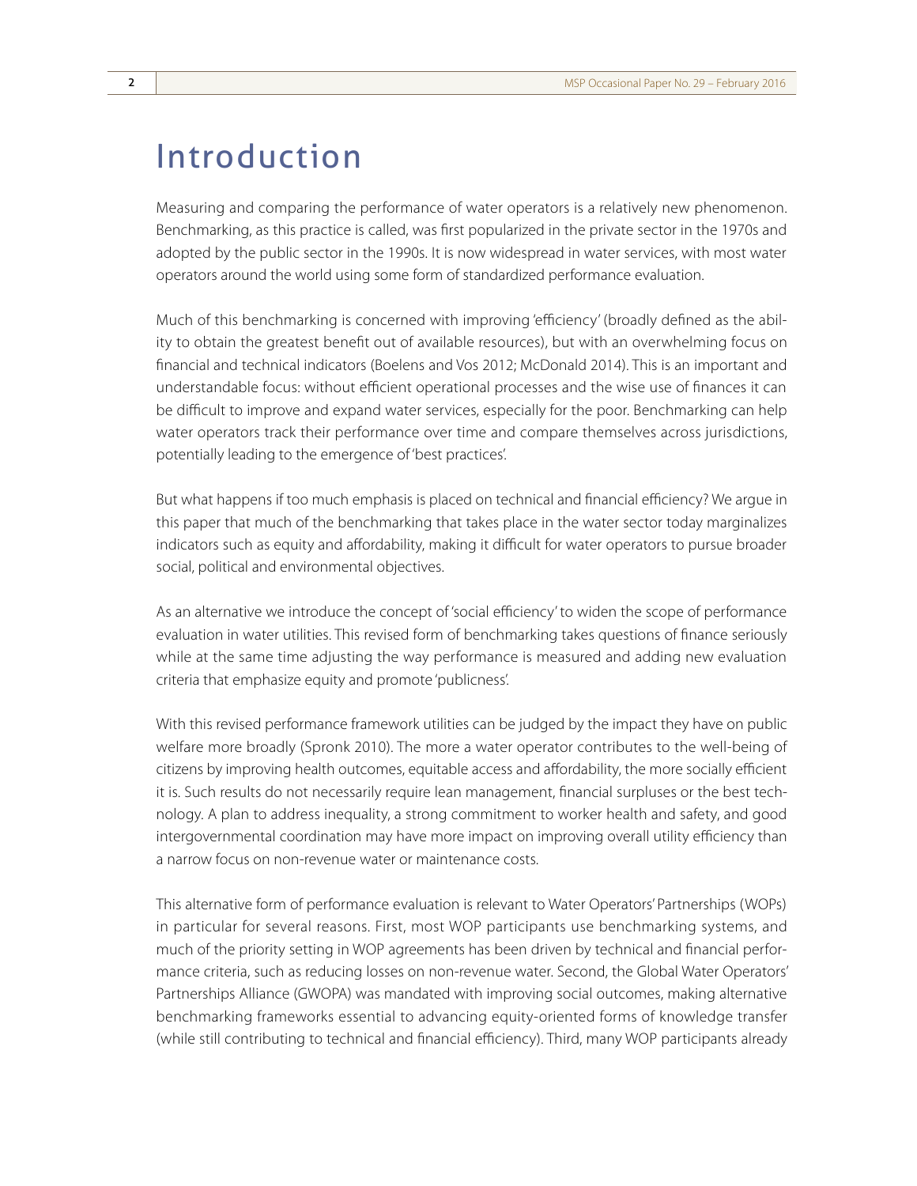# Introduction

Measuring and comparing the performance of water operators is a relatively new phenomenon. Benchmarking, as this practice is called, was first popularized in the private sector in the 1970s and adopted by the public sector in the 1990s. It is now widespread in water services, with most water operators around the world using some form of standardized performance evaluation.

Much of this benchmarking is concerned with improving 'efficiency' (broadly defined as the ability to obtain the greatest benefit out of available resources), but with an overwhelming focus on financial and technical indicators (Boelens and Vos 2012; McDonald 2014). This is an important and understandable focus: without efficient operational processes and the wise use of finances it can be difficult to improve and expand water services, especially for the poor. Benchmarking can help water operators track their performance over time and compare themselves across jurisdictions, potentially leading to the emergence of 'best practices'.

But what happens if too much emphasis is placed on technical and financial efficiency? We argue in this paper that much of the benchmarking that takes place in the water sector today marginalizes indicators such as equity and affordability, making it difficult for water operators to pursue broader social, political and environmental objectives.

As an alternative we introduce the concept of 'social efficiency' to widen the scope of performance evaluation in water utilities. This revised form of benchmarking takes questions of finance seriously while at the same time adjusting the way performance is measured and adding new evaluation criteria that emphasize equity and promote 'publicness'.

With this revised performance framework utilities can be judged by the impact they have on public welfare more broadly (Spronk 2010). The more a water operator contributes to the well-being of citizens by improving health outcomes, equitable access and affordability, the more socially efficient it is. Such results do not necessarily require lean management, financial surpluses or the best technology. A plan to address inequality, a strong commitment to worker health and safety, and good intergovernmental coordination may have more impact on improving overall utility efficiency than a narrow focus on non-revenue water or maintenance costs.

This alternative form of performance evaluation is relevant to Water Operators' Partnerships (WOPs) in particular for several reasons. First, most WOP participants use benchmarking systems, and much of the priority setting in WOP agreements has been driven by technical and financial performance criteria, such as reducing losses on non-revenue water. Second, the Global Water Operators' Partnerships Alliance (GWOPA) was mandated with improving social outcomes, making alternative benchmarking frameworks essential to advancing equity-oriented forms of knowledge transfer (while still contributing to technical and financial efficiency). Third, many WOP participants already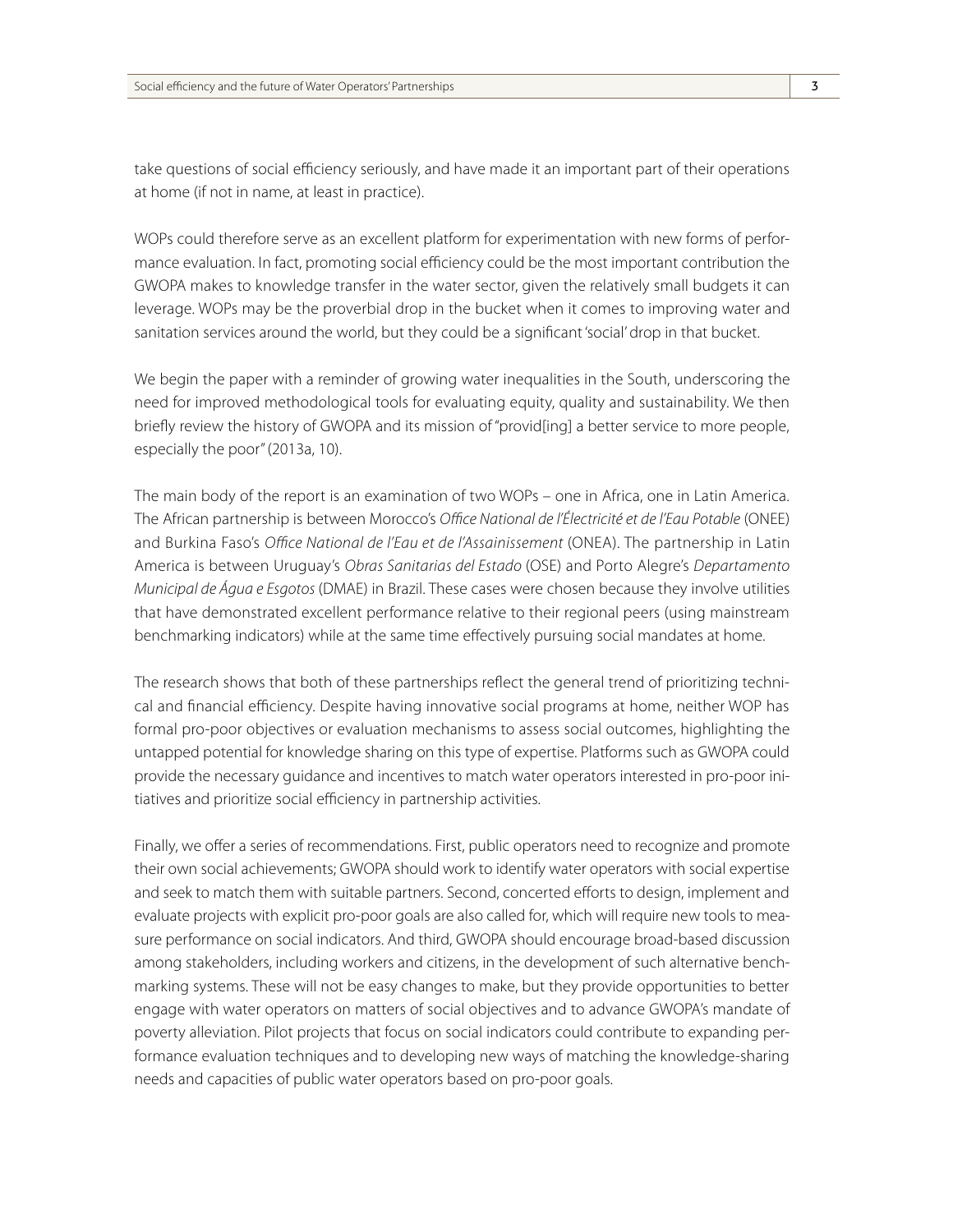take questions of social efficiency seriously, and have made it an important part of their operations at home (if not in name, at least in practice).

WOPs could therefore serve as an excellent platform for experimentation with new forms of performance evaluation. In fact, promoting social efficiency could be the most important contribution the GWOPA makes to knowledge transfer in the water sector, given the relatively small budgets it can leverage. WOPs may be the proverbial drop in the bucket when it comes to improving water and sanitation services around the world, but they could be a significant 'social' drop in that bucket.

We begin the paper with a reminder of growing water inequalities in the South, underscoring the need for improved methodological tools for evaluating equity, quality and sustainability. We then briefly review the history of GWOPA and its mission of "provid[ing] a better service to more people, especially the poor" (2013a, 10).

The main body of the report is an examination of two WOPs – one in Africa, one in Latin America. The African partnership is between Morocco's *Office National de l'Électricité et de l'Eau Potable* (ONEE) and Burkina Faso's *Office National de l'Eau et de l'Assainissement* (ONEA). The partnership in Latin America is between Uruguay's *Obras Sanitarias del Estado* (OSE) and Porto Alegre's *Departamento Municipal de Água e Esgotos* (DMAE) in Brazil. These cases were chosen because they involve utilities that have demonstrated excellent performance relative to their regional peers (using mainstream benchmarking indicators) while at the same time effectively pursuing social mandates at home.

The research shows that both of these partnerships reflect the general trend of prioritizing technical and financial efficiency. Despite having innovative social programs at home, neither WOP has formal pro-poor objectives or evaluation mechanisms to assess social outcomes, highlighting the untapped potential for knowledge sharing on this type of expertise. Platforms such as GWOPA could provide the necessary guidance and incentives to match water operators interested in pro-poor initiatives and prioritize social efficiency in partnership activities.

Finally, we offer a series of recommendations. First, public operators need to recognize and promote their own social achievements; GWOPA should work to identify water operators with social expertise and seek to match them with suitable partners. Second, concerted efforts to design, implement and evaluate projects with explicit pro-poor goals are also called for, which will require new tools to measure performance on social indicators. And third, GWOPA should encourage broad-based discussion among stakeholders, including workers and citizens, in the development of such alternative benchmarking systems. These will not be easy changes to make, but they provide opportunities to better engage with water operators on matters of social objectives and to advance GWOPA's mandate of poverty alleviation. Pilot projects that focus on social indicators could contribute to expanding performance evaluation techniques and to developing new ways of matching the knowledge-sharing needs and capacities of public water operators based on pro-poor goals.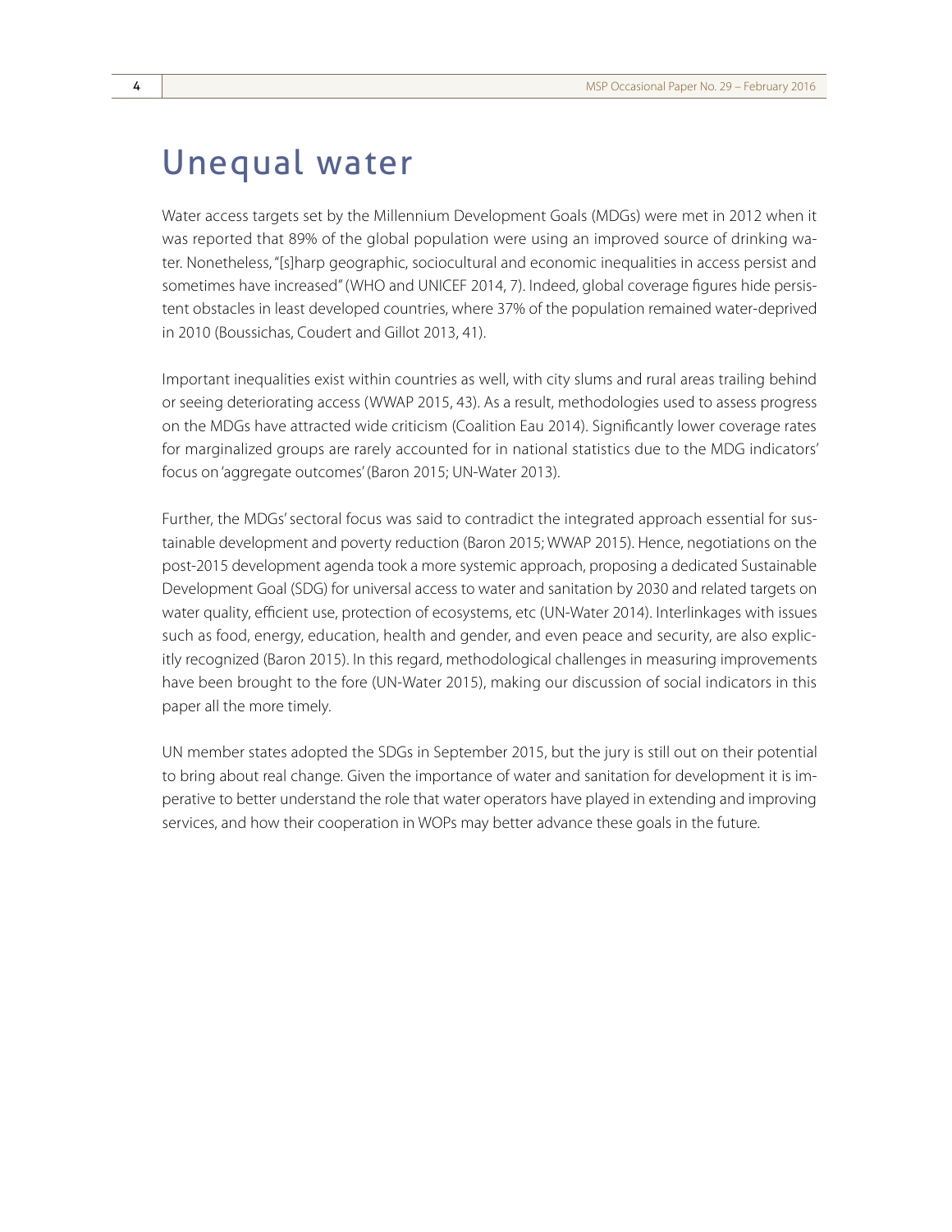# Unequal water

Water access targets set by the Millennium Development Goals (MDGs) were met in 2012 when it was reported that 89% of the global population were using an improved source of drinking water. Nonetheless, "[s]harp geographic, sociocultural and economic inequalities in access persist and sometimes have increased" (WHO and UNICEF 2014, 7). Indeed, global coverage figures hide persistent obstacles in least developed countries, where 37% of the population remained water-deprived in 2010 (Boussichas, Coudert and Gillot 2013, 41).

Important inequalities exist within countries as well, with city slums and rural areas trailing behind or seeing deteriorating access (WWAP 2015, 43). As a result, methodologies used to assess progress on the MDGs have attracted wide criticism (Coalition Eau 2014). Significantly lower coverage rates for marginalized groups are rarely accounted for in national statistics due to the MDG indicators' focus on 'aggregate outcomes' (Baron 2015; UN-Water 2013).

Further, the MDGs' sectoral focus was said to contradict the integrated approach essential for sustainable development and poverty reduction (Baron 2015; WWAP 2015). Hence, negotiations on the post-2015 development agenda took a more systemic approach, proposing a dedicated Sustainable Development Goal (SDG) for universal access to water and sanitation by 2030 and related targets on water quality, efficient use, protection of ecosystems, etc (UN-Water 2014). Interlinkages with issues such as food, energy, education, health and gender, and even peace and security, are also explicitly recognized (Baron 2015). In this regard, methodological challenges in measuring improvements have been brought to the fore (UN-Water 2015), making our discussion of social indicators in this paper all the more timely.

UN member states adopted the SDGs in September 2015, but the jury is still out on their potential to bring about real change. Given the importance of water and sanitation for development it is imperative to better understand the role that water operators have played in extending and improving services, and how their cooperation in WOPs may better advance these goals in the future.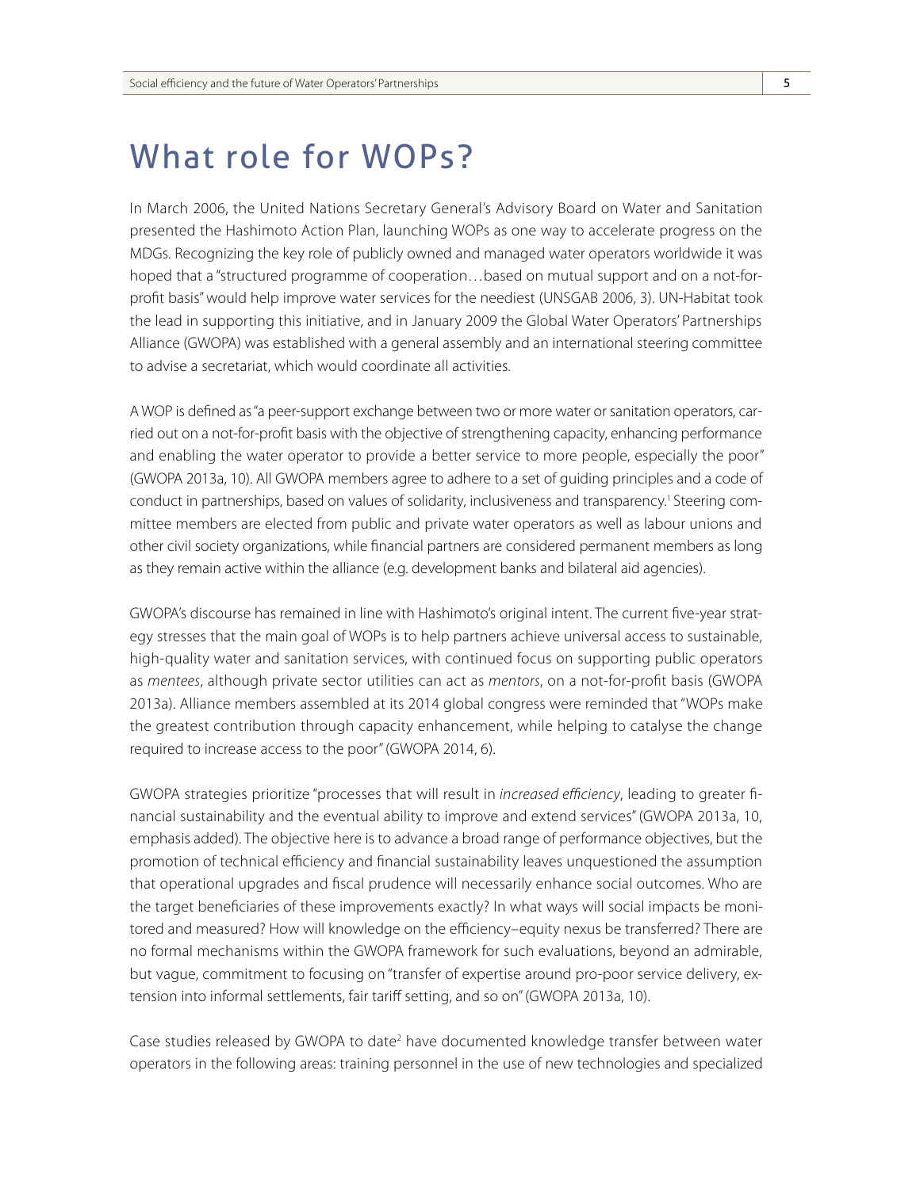# What role for WOPs?

In March 2006, the United Nations Secretary General's Advisory Board on Water and Sanitation presented the Hashimoto Action Plan, launching WOPs as one way to accelerate progress on the MDGs. Recognizing the key role of publicly owned and managed water operators worldwide it was hoped that a "structured programme of cooperation…based on mutual support and on a not-for-profit basis" would help improve water services for the neediest (UNSGAB 2006, 3). UN-Habitat took the lead in supporting this initiative, and in January 2009 the Global Water Operators' Partnerships Alliance (GWOPA) was established with a general assembly and an international steering committee to advise a secretariat, which would coordinate all activities.

A WOP is defined as "a peer-support exchange between two or more water or sanitation operators, carried out on a not-for-profit basis with the objective of strengthening capacity, enhancing performance and enabling the water operator to provide a better service to more people, especially the poor" (GWOPA 2013a, 10). All GWOPA members agree to adhere to a set of guiding principles and a code of conduct in partnerships, based on values of solidarity, inclusiveness and transparency.[1] Steering committee members are elected from public and private water operators as well as labour unions and other civil society organizations, while financial partners are considered permanent members as long as they remain active within the alliance (e.g. development banks and bilateral aid agencies).

GWOPA's discourse has remained in line with Hashimoto's original intent. The current five-year strategy stresses that the main goal of WOPs is to help partners achieve universal access to sustainable, high-quality water and sanitation services, with continued focus on supporting public operators as *mentees*, although private sector utilities can act as *mentors*, on a not-for-profit basis (GWOPA 2013a). Alliance members assembled at its 2014 global congress were reminded that "WOPs make the greatest contribution through capacity enhancement, while helping to catalyse the change required to increase access to the poor" (GWOPA 2014, 6).

GWOPA strategies prioritize "processes that will result in *increased efficiency*, leading to greater financial sustainability and the eventual ability to improve and extend services" (GWOPA 2013a, 10, emphasis added). The objective here is to advance a broad range of performance objectives, but the promotion of technical efficiency and financial sustainability leaves unquestioned the assumption that operational upgrades and fiscal prudence will necessarily enhance social outcomes. Who are the target beneficiaries of these improvements exactly? In what ways will social impacts be monitored and measured? How will knowledge on the efficiency–equity nexus be transferred? There are no formal mechanisms within the GWOPA framework for such evaluations, beyond an admirable, but vague, commitment to focusing on "transfer of expertise around pro-poor service delivery, extension into informal settlements, fair tariff setting, and so on" (GWOPA 2013a, 10).

Case studies released by GWOPA to date[2] have documented knowledge transfer between water operators in the following areas: training personnel in the use of new technologies and specialized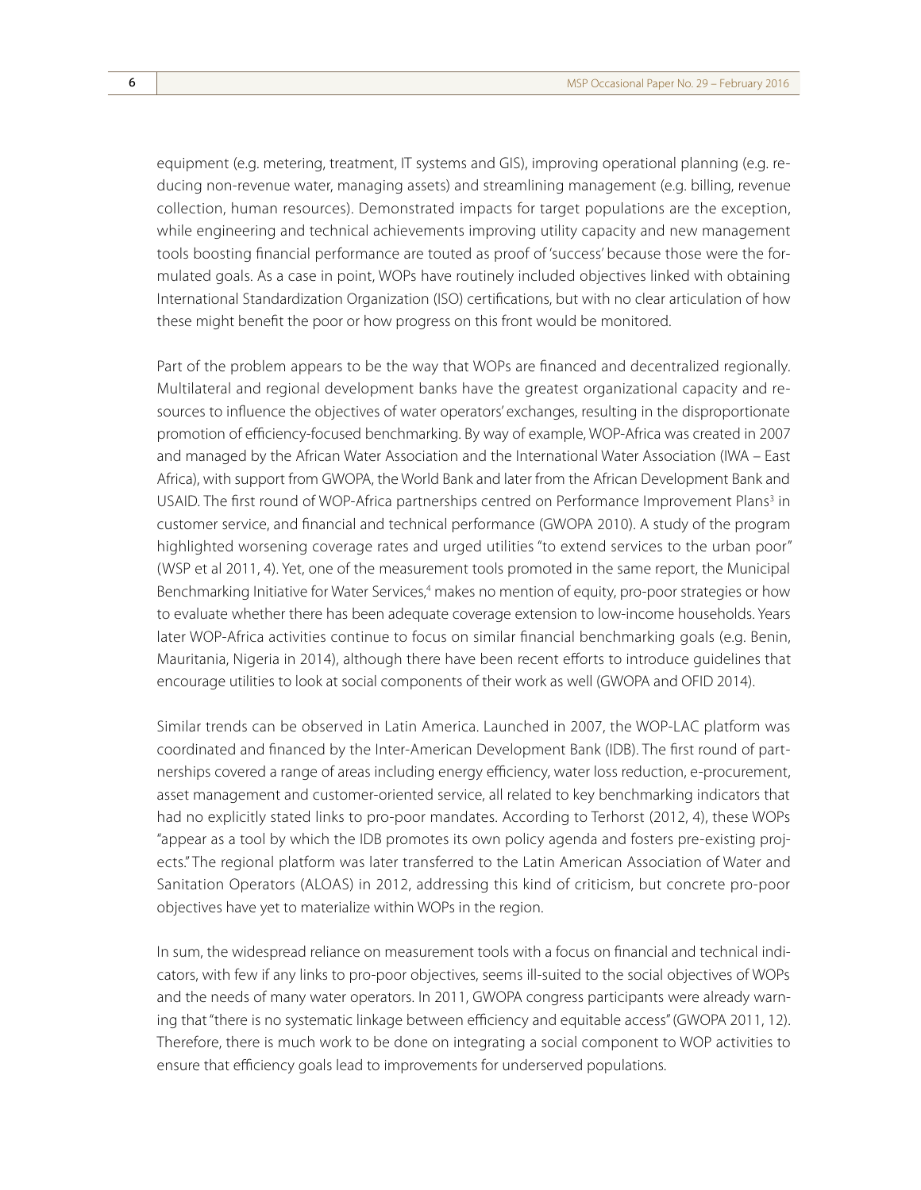equipment (e.g. metering, treatment, IT systems and GIS), improving operational planning (e.g. reducing non-revenue water, managing assets) and streamlining management (e.g. billing, revenue collection, human resources). Demonstrated impacts for target populations are the exception, while engineering and technical achievements improving utility capacity and new management tools boosting financial performance are touted as proof of 'success' because those were the formulated goals. As a case in point, WOPs have routinely included objectives linked with obtaining International Standardization Organization (ISO) certifications, but with no clear articulation of how these might benefit the poor or how progress on this front would be monitored.

Part of the problem appears to be the way that WOPs are financed and decentralized regionally. Multilateral and regional development banks have the greatest organizational capacity and resources to influence the objectives of water operators' exchanges, resulting in the disproportionate promotion of efficiency-focused benchmarking. By way of example, WOP-Africa was created in 2007 and managed by the African Water Association and the International Water Association (IWA – East Africa), with support from GWOPA, the World Bank and later from the African Development Bank and USAID. The first round of WOP-Africa partnerships centred on Performance Improvement Plans[3] in customer service, and financial and technical performance (GWOPA 2010). A study of the program highlighted worsening coverage rates and urged utilities "to extend services to the urban poor" (WSP et al 2011, 4). Yet, one of the measurement tools promoted in the same report, the Municipal Benchmarking Initiative for Water Services,[4] makes no mention of equity, pro-poor strategies or how to evaluate whether there has been adequate coverage extension to low-income households. Years later WOP-Africa activities continue to focus on similar financial benchmarking goals (e.g. Benin, Mauritania, Nigeria in 2014), although there have been recent efforts to introduce guidelines that encourage utilities to look at social components of their work as well (GWOPA and OFID 2014).

Similar trends can be observed in Latin America. Launched in 2007, the WOP-LAC platform was coordinated and financed by the Inter-American Development Bank (IDB). The first round of partnerships covered a range of areas including energy efficiency, water loss reduction, e-procurement, asset management and customer-oriented service, all related to key benchmarking indicators that had no explicitly stated links to pro-poor mandates. According to Terhorst (2012, 4), these WOPs "appear as a tool by which the IDB promotes its own policy agenda and fosters pre-existing projects." The regional platform was later transferred to the Latin American Association of Water and Sanitation Operators (ALOAS) in 2012, addressing this kind of criticism, but concrete pro-poor objectives have yet to materialize within WOPs in the region.

In sum, the widespread reliance on measurement tools with a focus on financial and technical indicators, with few if any links to pro-poor objectives, seems ill-suited to the social objectives of WOPs and the needs of many water operators. In 2011, GWOPA congress participants were already warning that "there is no systematic linkage between efficiency and equitable access" (GWOPA 2011, 12). Therefore, there is much work to be done on integrating a social component to WOP activities to ensure that efficiency goals lead to improvements for underserved populations.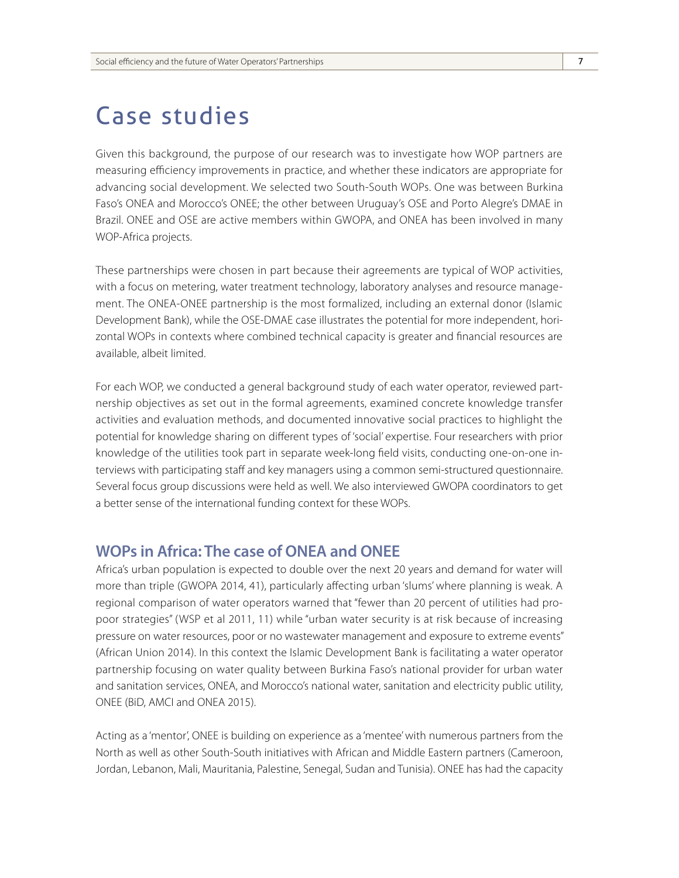# Case studies

Given this background, the purpose of our research was to investigate how WOP partners are measuring efficiency improvements in practice, and whether these indicators are appropriate for advancing social development. We selected two South-South WOPs. One was between Burkina Faso's ONEA and Morocco's ONEE; the other between Uruguay's OSE and Porto Alegre's DMAE in Brazil. ONEE and OSE are active members within GWOPA, and ONEA has been involved in many WOP-Africa projects.

These partnerships were chosen in part because their agreements are typical of WOP activities, with a focus on metering, water treatment technology, laboratory analyses and resource management. The ONEA-ONEE partnership is the most formalized, including an external donor (Islamic Development Bank), while the OSE-DMAE case illustrates the potential for more independent, horizontal WOPs in contexts where combined technical capacity is greater and financial resources are available, albeit limited.

For each WOP, we conducted a general background study of each water operator, reviewed partnership objectives as set out in the formal agreements, examined concrete knowledge transfer activities and evaluation methods, and documented innovative social practices to highlight the potential for knowledge sharing on different types of 'social' expertise. Four researchers with prior knowledge of the utilities took part in separate week-long field visits, conducting one-on-one interviews with participating staff and key managers using a common semi-structured questionnaire. Several focus group discussions were held as well. We also interviewed GWOPA coordinators to get a better sense of the international funding context for these WOPs.

## WOPs in Africa: The case of ONEA and ONEE

Africa's urban population is expected to double over the next 20 years and demand for water will more than triple (GWOPA 2014, 41), particularly affecting urban 'slums' where planning is weak. A regional comparison of water operators warned that "fewer than 20 percent of utilities had pro-poor strategies" (WSP et al 2011, 11) while "urban water security is at risk because of increasing pressure on water resources, poor or no wastewater management and exposure to extreme events" (African Union 2014). In this context the Islamic Development Bank is facilitating a water operator partnership focusing on water quality between Burkina Faso's national provider for urban water and sanitation services, ONEA, and Morocco's national water, sanitation and electricity public utility, ONEE (BiD, AMCI and ONEA 2015).

Acting as a 'mentor', ONEE is building on experience as a 'mentee' with numerous partners from the North as well as other South-South initiatives with African and Middle Eastern partners (Cameroon, Jordan, Lebanon, Mali, Mauritania, Palestine, Senegal, Sudan and Tunisia). ONEE has had the capacity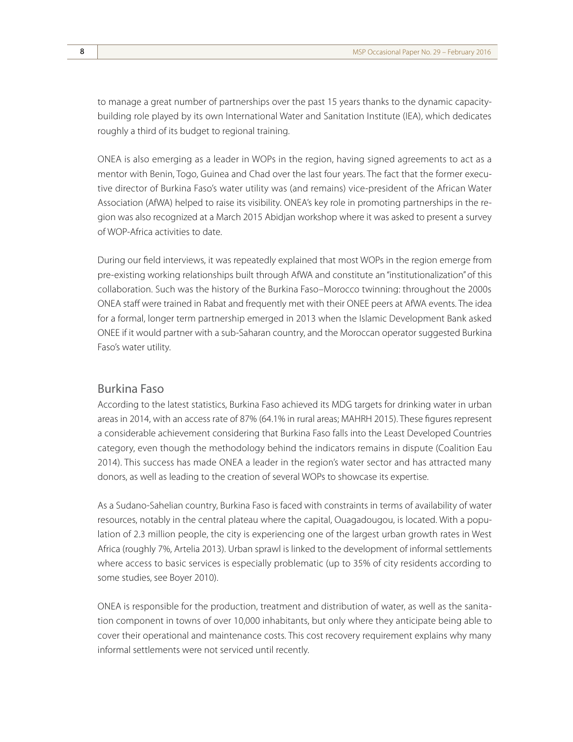to manage a great number of partnerships over the past 15 years thanks to the dynamic capacity-building role played by its own International Water and Sanitation Institute (IEA), which dedicates roughly a third of its budget to regional training.

ONEA is also emerging as a leader in WOPs in the region, having signed agreements to act as a mentor with Benin, Togo, Guinea and Chad over the last four years. The fact that the former executive director of Burkina Faso's water utility was (and remains) vice-president of the African Water Association (AfWA) helped to raise its visibility. ONEA's key role in promoting partnerships in the region was also recognized at a March 2015 Abidjan workshop where it was asked to present a survey of WOP-Africa activities to date.

During our field interviews, it was repeatedly explained that most WOPs in the region emerge from pre-existing working relationships built through AfWA and constitute an "institutionalization" of this collaboration. Such was the history of the Burkina Faso–Morocco twinning: throughout the 2000s ONEA staff were trained in Rabat and frequently met with their ONEE peers at AfWA events. The idea for a formal, longer term partnership emerged in 2013 when the Islamic Development Bank asked ONEE if it would partner with a sub-Saharan country, and the Moroccan operator suggested Burkina Faso's water utility.

## Burkina Faso

According to the latest statistics, Burkina Faso achieved its MDG targets for drinking water in urban areas in 2014, with an access rate of 87% (64.1% in rural areas; MAHRH 2015). These figures represent a considerable achievement considering that Burkina Faso falls into the Least Developed Countries category, even though the methodology behind the indicators remains in dispute (Coalition Eau 2014). This success has made ONEA a leader in the region's water sector and has attracted many donors, as well as leading to the creation of several WOPs to showcase its expertise.

As a Sudano-Sahelian country, Burkina Faso is faced with constraints in terms of availability of water resources, notably in the central plateau where the capital, Ouagadougou, is located. With a population of 2.3 million people, the city is experiencing one of the largest urban growth rates in West Africa (roughly 7%, Artelia 2013). Urban sprawl is linked to the development of informal settlements where access to basic services is especially problematic (up to 35% of city residents according to some studies, see Boyer 2010).

ONEA is responsible for the production, treatment and distribution of water, as well as the sanitation component in towns of over 10,000 inhabitants, but only where they anticipate being able to cover their operational and maintenance costs. This cost recovery requirement explains why many informal settlements were not serviced until recently.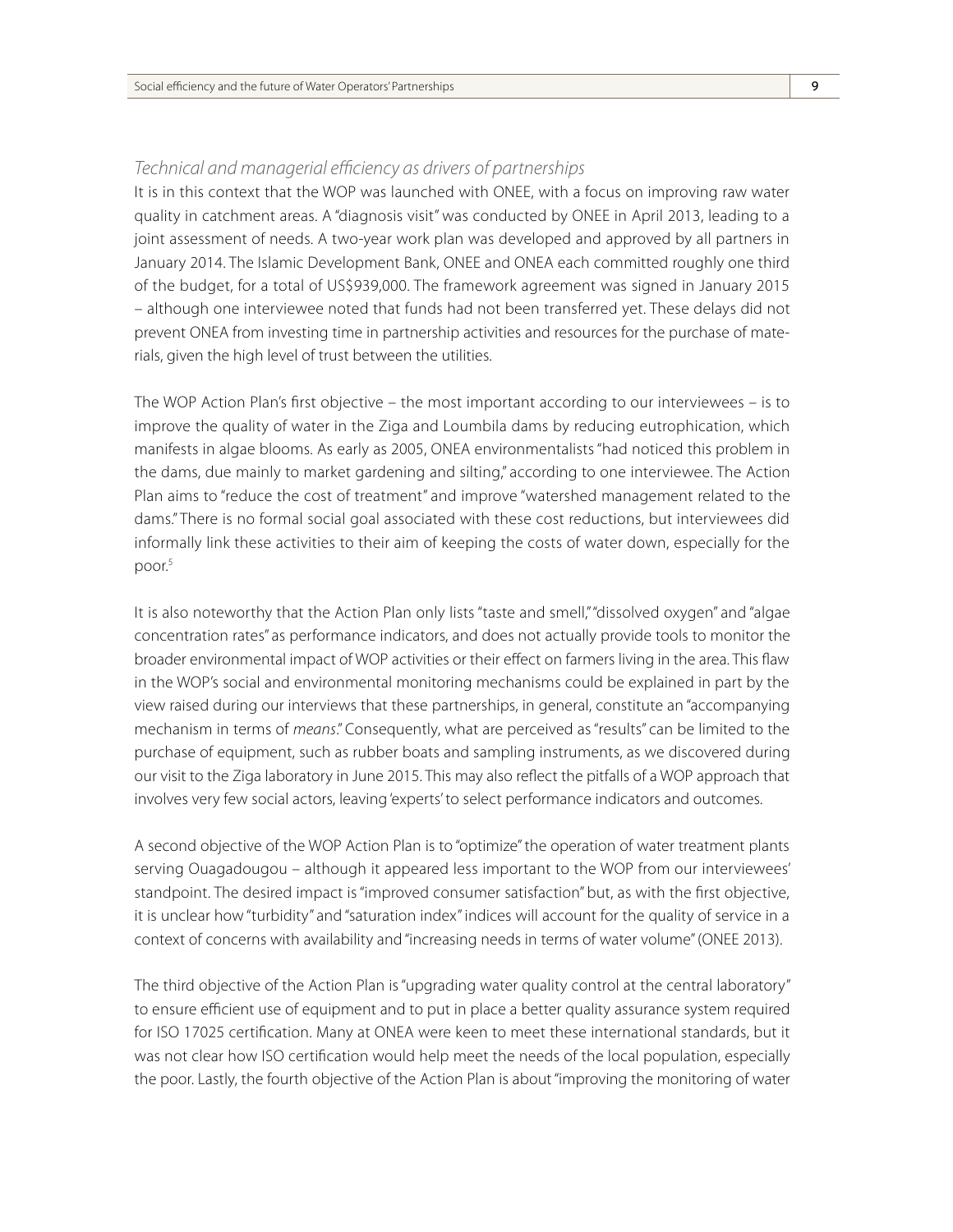*Technical and managerial efficiency as drivers of partnerships*

It is in this context that the WOP was launched with ONEE, with a focus on improving raw water quality in catchment areas. A "diagnosis visit" was conducted by ONEE in April 2013, leading to a joint assessment of needs. A two-year work plan was developed and approved by all partners in January 2014. The Islamic Development Bank, ONEE and ONEA each committed roughly one third of the budget, for a total of US$939,000. The framework agreement was signed in January 2015 – although one interviewee noted that funds had not been transferred yet. These delays did not prevent ONEA from investing time in partnership activities and resources for the purchase of materials, given the high level of trust between the utilities.

The WOP Action Plan's first objective – the most important according to our interviewees – is to improve the quality of water in the Ziga and Loumbila dams by reducing eutrophication, which manifests in algae blooms. As early as 2005, ONEA environmentalists "had noticed this problem in the dams, due mainly to market gardening and silting," according to one interviewee. The Action Plan aims to "reduce the cost of treatment" and improve "watershed management related to the dams." There is no formal social goal associated with these cost reductions, but interviewees did informally link these activities to their aim of keeping the costs of water down, especially for the poor.[5]

It is also noteworthy that the Action Plan only lists "taste and smell," "dissolved oxygen" and "algae concentration rates" as performance indicators, and does not actually provide tools to monitor the broader environmental impact of WOP activities or their effect on farmers living in the area. This flaw in the WOP's social and environmental monitoring mechanisms could be explained in part by the view raised during our interviews that these partnerships, in general, constitute an "accompanying mechanism in terms of *means*." Consequently, what are perceived as "results" can be limited to the purchase of equipment, such as rubber boats and sampling instruments, as we discovered during our visit to the Ziga laboratory in June 2015. This may also reflect the pitfalls of a WOP approach that involves very few social actors, leaving 'experts' to select performance indicators and outcomes.

A second objective of the WOP Action Plan is to "optimize" the operation of water treatment plants serving Ouagadougou – although it appeared less important to the WOP from our interviewees' standpoint. The desired impact is "improved consumer satisfaction" but, as with the first objective, it is unclear how "turbidity" and "saturation index" indices will account for the quality of service in a context of concerns with availability and "increasing needs in terms of water volume" (ONEE 2013).

The third objective of the Action Plan is "upgrading water quality control at the central laboratory" to ensure efficient use of equipment and to put in place a better quality assurance system required for ISO 17025 certification. Many at ONEA were keen to meet these international standards, but it was not clear how ISO certification would help meet the needs of the local population, especially the poor. Lastly, the fourth objective of the Action Plan is about "improving the monitoring of water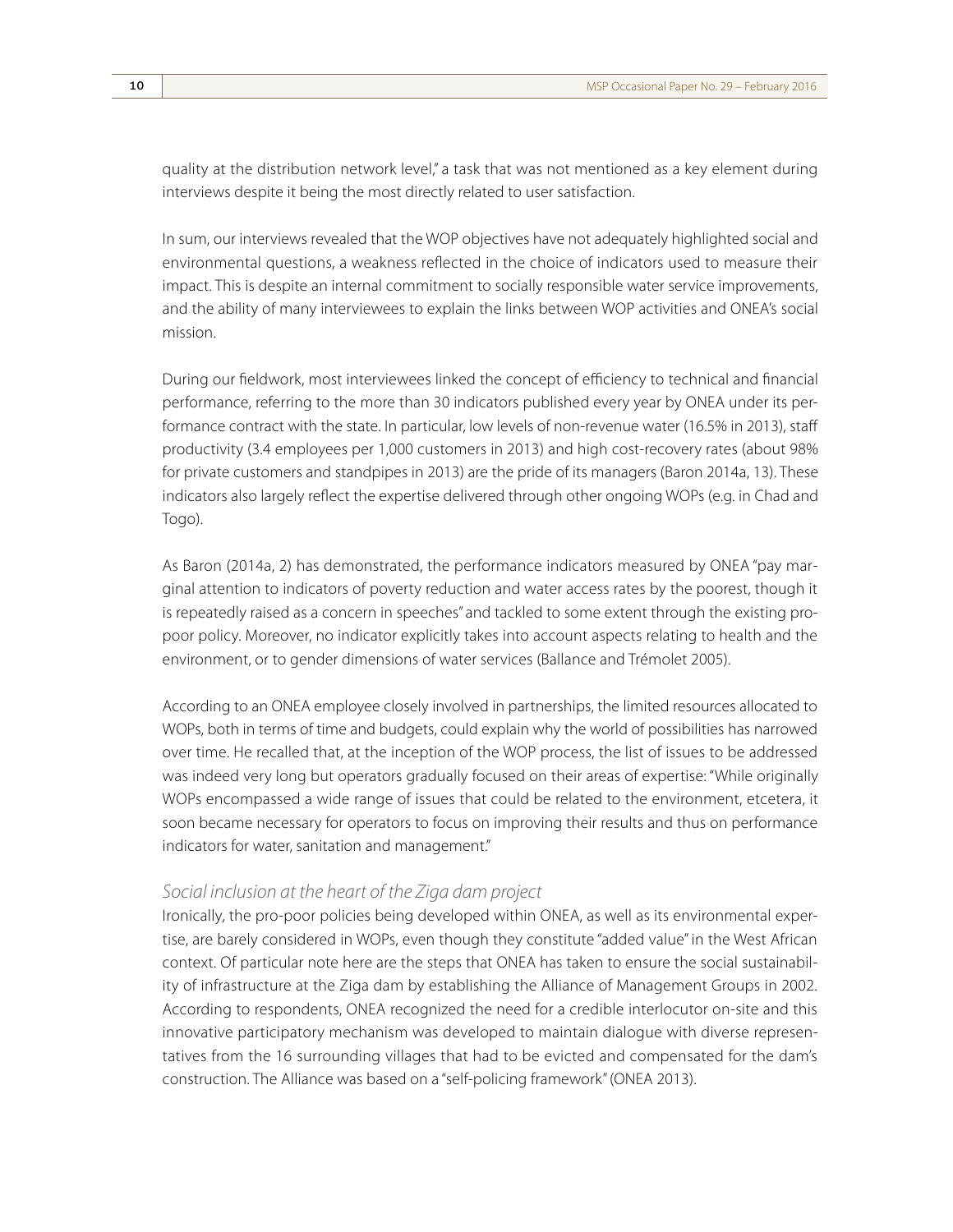quality at the distribution network level," a task that was not mentioned as a key element during interviews despite it being the most directly related to user satisfaction.

In sum, our interviews revealed that the WOP objectives have not adequately highlighted social and environmental questions, a weakness reflected in the choice of indicators used to measure their impact. This is despite an internal commitment to socially responsible water service improvements, and the ability of many interviewees to explain the links between WOP activities and ONEA's social mission.

During our fieldwork, most interviewees linked the concept of efficiency to technical and financial performance, referring to the more than 30 indicators published every year by ONEA under its performance contract with the state. In particular, low levels of non-revenue water (16.5% in 2013), staff productivity (3.4 employees per 1,000 customers in 2013) and high cost-recovery rates (about 98% for private customers and standpipes in 2013) are the pride of its managers (Baron 2014a, 13). These indicators also largely reflect the expertise delivered through other ongoing WOPs (e.g. in Chad and Togo).

As Baron (2014a, 2) has demonstrated, the performance indicators measured by ONEA "pay marginal attention to indicators of poverty reduction and water access rates by the poorest, though it is repeatedly raised as a concern in speeches" and tackled to some extent through the existing pro-poor policy. Moreover, no indicator explicitly takes into account aspects relating to health and the environment, or to gender dimensions of water services (Ballance and Trémolet 2005).

According to an ONEA employee closely involved in partnerships, the limited resources allocated to WOPs, both in terms of time and budgets, could explain why the world of possibilities has narrowed over time. He recalled that, at the inception of the WOP process, the list of issues to be addressed was indeed very long but operators gradually focused on their areas of expertise: "While originally WOPs encompassed a wide range of issues that could be related to the environment, etcetera, it soon became necessary for operators to focus on improving their results and thus on performance indicators for water, sanitation and management."

### *Social inclusion at the heart of the Ziga dam project*

Ironically, the pro-poor policies being developed within ONEA, as well as its environmental expertise, are barely considered in WOPs, even though they constitute "added value" in the West African context. Of particular note here are the steps that ONEA has taken to ensure the social sustainability of infrastructure at the Ziga dam by establishing the Alliance of Management Groups in 2002. According to respondents, ONEA recognized the need for a credible interlocutor on-site and this innovative participatory mechanism was developed to maintain dialogue with diverse representatives from the 16 surrounding villages that had to be evicted and compensated for the dam's construction. The Alliance was based on a "self-policing framework" (ONEA 2013).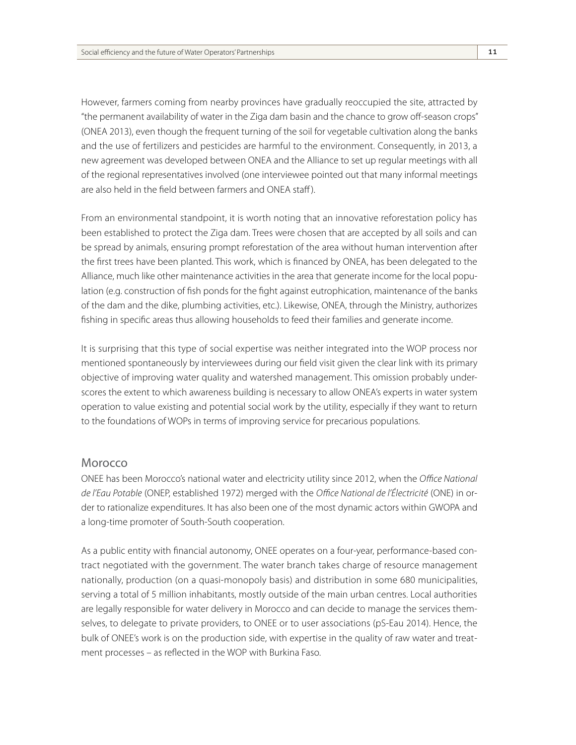However, farmers coming from nearby provinces have gradually reoccupied the site, attracted by "the permanent availability of water in the Ziga dam basin and the chance to grow off-season crops" (ONEA 2013), even though the frequent turning of the soil for vegetable cultivation along the banks and the use of fertilizers and pesticides are harmful to the environment. Consequently, in 2013, a new agreement was developed between ONEA and the Alliance to set up regular meetings with all of the regional representatives involved (one interviewee pointed out that many informal meetings are also held in the field between farmers and ONEA staff).

From an environmental standpoint, it is worth noting that an innovative reforestation policy has been established to protect the Ziga dam. Trees were chosen that are accepted by all soils and can be spread by animals, ensuring prompt reforestation of the area without human intervention after the first trees have been planted. This work, which is financed by ONEA, has been delegated to the Alliance, much like other maintenance activities in the area that generate income for the local population (e.g. construction of fish ponds for the fight against eutrophication, maintenance of the banks of the dam and the dike, plumbing activities, etc.). Likewise, ONEA, through the Ministry, authorizes fishing in specific areas thus allowing households to feed their families and generate income.

It is surprising that this type of social expertise was neither integrated into the WOP process nor mentioned spontaneously by interviewees during our field visit given the clear link with its primary objective of improving water quality and watershed management. This omission probably underscores the extent to which awareness building is necessary to allow ONEA's experts in water system operation to value existing and potential social work by the utility, especially if they want to return to the foundations of WOPs in terms of improving service for precarious populations.

## Morocco

ONEE has been Morocco's national water and electricity utility since 2012, when the *Office National de l'Eau Potable* (ONEP, established 1972) merged with the *Office National de l'Électricité* (ONE) in order to rationalize expenditures. It has also been one of the most dynamic actors within GWOPA and a long-time promoter of South-South cooperation.

As a public entity with financial autonomy, ONEE operates on a four-year, performance-based contract negotiated with the government. The water branch takes charge of resource management nationally, production (on a quasi-monopoly basis) and distribution in some 680 municipalities, serving a total of 5 million inhabitants, mostly outside of the main urban centres. Local authorities are legally responsible for water delivery in Morocco and can decide to manage the services themselves, to delegate to private providers, to ONEE or to user associations (pS-Eau 2014). Hence, the bulk of ONEE's work is on the production side, with expertise in the quality of raw water and treatment processes – as reflected in the WOP with Burkina Faso.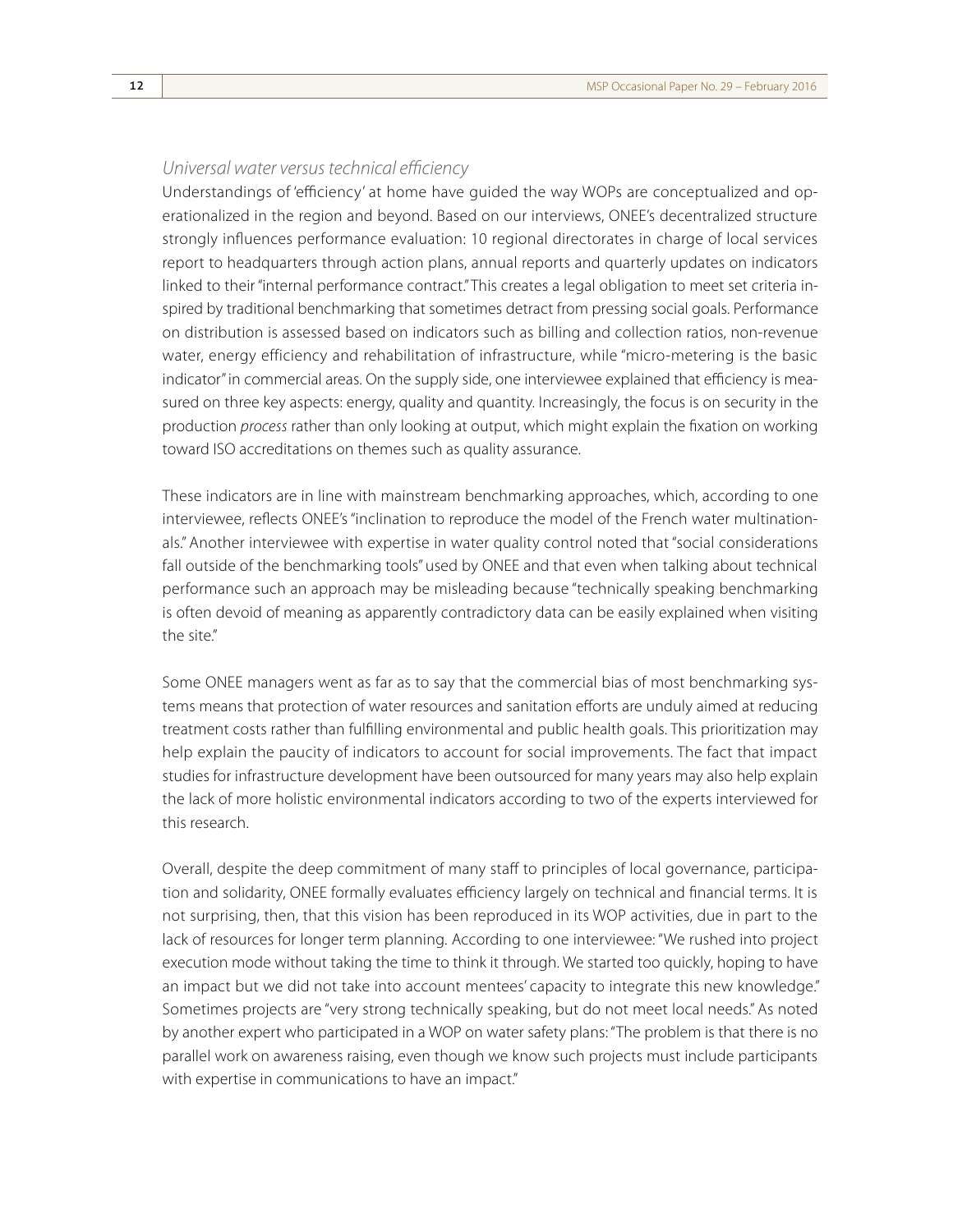*Universal water versus technical efficiency*

Understandings of 'efficiency' at home have guided the way WOPs are conceptualized and operationalized in the region and beyond. Based on our interviews, ONEE's decentralized structure strongly influences performance evaluation: 10 regional directorates in charge of local services report to headquarters through action plans, annual reports and quarterly updates on indicators linked to their "internal performance contract." This creates a legal obligation to meet set criteria inspired by traditional benchmarking that sometimes detract from pressing social goals. Performance on distribution is assessed based on indicators such as billing and collection ratios, non-revenue water, energy efficiency and rehabilitation of infrastructure, while "micro-metering is the basic indicator" in commercial areas. On the supply side, one interviewee explained that efficiency is measured on three key aspects: energy, quality and quantity. Increasingly, the focus is on security in the production *process* rather than only looking at output, which might explain the fixation on working toward ISO accreditations on themes such as quality assurance.

These indicators are in line with mainstream benchmarking approaches, which, according to one interviewee, reflects ONEE's "inclination to reproduce the model of the French water multinationals." Another interviewee with expertise in water quality control noted that "social considerations fall outside of the benchmarking tools" used by ONEE and that even when talking about technical performance such an approach may be misleading because "technically speaking benchmarking is often devoid of meaning as apparently contradictory data can be easily explained when visiting the site."

Some ONEE managers went as far as to say that the commercial bias of most benchmarking systems means that protection of water resources and sanitation efforts are unduly aimed at reducing treatment costs rather than fulfilling environmental and public health goals. This prioritization may help explain the paucity of indicators to account for social improvements. The fact that impact studies for infrastructure development have been outsourced for many years may also help explain the lack of more holistic environmental indicators according to two of the experts interviewed for this research.

Overall, despite the deep commitment of many staff to principles of local governance, participation and solidarity, ONEE formally evaluates efficiency largely on technical and financial terms. It is not surprising, then, that this vision has been reproduced in its WOP activities, due in part to the lack of resources for longer term planning. According to one interviewee: "We rushed into project execution mode without taking the time to think it through. We started too quickly, hoping to have an impact but we did not take into account mentees' capacity to integrate this new knowledge." Sometimes projects are "very strong technically speaking, but do not meet local needs." As noted by another expert who participated in a WOP on water safety plans: "The problem is that there is no parallel work on awareness raising, even though we know such projects must include participants with expertise in communications to have an impact."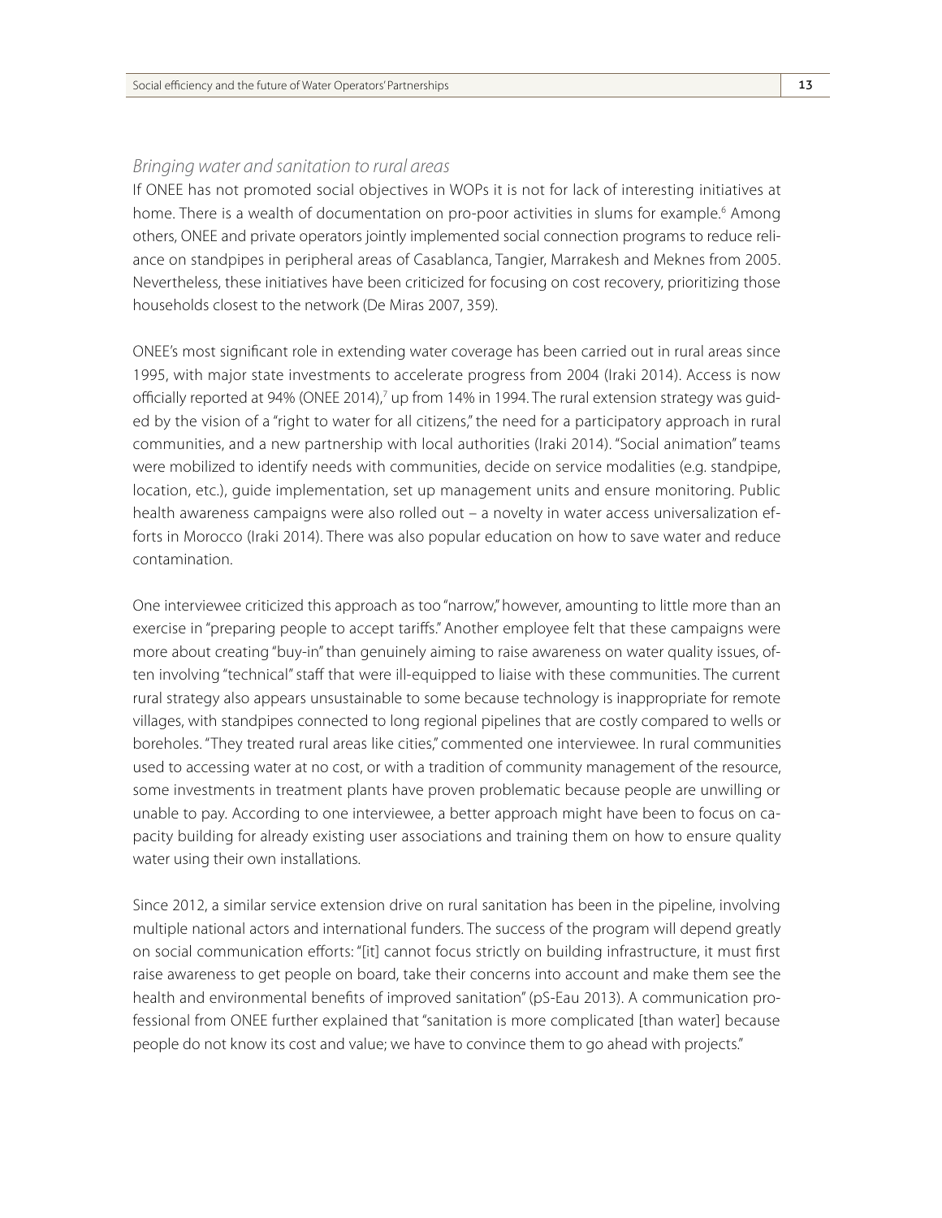### *Bringing water and sanitation to rural areas*

If ONEE has not promoted social objectives in WOPs it is not for lack of interesting initiatives at home. There is a wealth of documentation on pro-poor activities in slums for example.[6] Among others, ONEE and private operators jointly implemented social connection programs to reduce reliance on standpipes in peripheral areas of Casablanca, Tangier, Marrakesh and Meknes from 2005. Nevertheless, these initiatives have been criticized for focusing on cost recovery, prioritizing those households closest to the network (De Miras 2007, 359).

ONEE's most significant role in extending water coverage has been carried out in rural areas since 1995, with major state investments to accelerate progress from 2004 (Iraki 2014). Access is now officially reported at 94% (ONEE 2014),[7] up from 14% in 1994. The rural extension strategy was guided by the vision of a "right to water for all citizens," the need for a participatory approach in rural communities, and a new partnership with local authorities (Iraki 2014). "Social animation" teams were mobilized to identify needs with communities, decide on service modalities (e.g. standpipe, location, etc.), guide implementation, set up management units and ensure monitoring. Public health awareness campaigns were also rolled out – a novelty in water access universalization efforts in Morocco (Iraki 2014). There was also popular education on how to save water and reduce contamination.

One interviewee criticized this approach as too "narrow," however, amounting to little more than an exercise in "preparing people to accept tariffs." Another employee felt that these campaigns were more about creating "buy-in" than genuinely aiming to raise awareness on water quality issues, often involving "technical" staff that were ill-equipped to liaise with these communities. The current rural strategy also appears unsustainable to some because technology is inappropriate for remote villages, with standpipes connected to long regional pipelines that are costly compared to wells or boreholes. "They treated rural areas like cities," commented one interviewee. In rural communities used to accessing water at no cost, or with a tradition of community management of the resource, some investments in treatment plants have proven problematic because people are unwilling or unable to pay. According to one interviewee, a better approach might have been to focus on capacity building for already existing user associations and training them on how to ensure quality water using their own installations.

Since 2012, a similar service extension drive on rural sanitation has been in the pipeline, involving multiple national actors and international funders. The success of the program will depend greatly on social communication efforts: "[it] cannot focus strictly on building infrastructure, it must first raise awareness to get people on board, take their concerns into account and make them see the health and environmental benefits of improved sanitation" (pS-Eau 2013). A communication professional from ONEE further explained that "sanitation is more complicated [than water] because people do not know its cost and value; we have to convince them to go ahead with projects."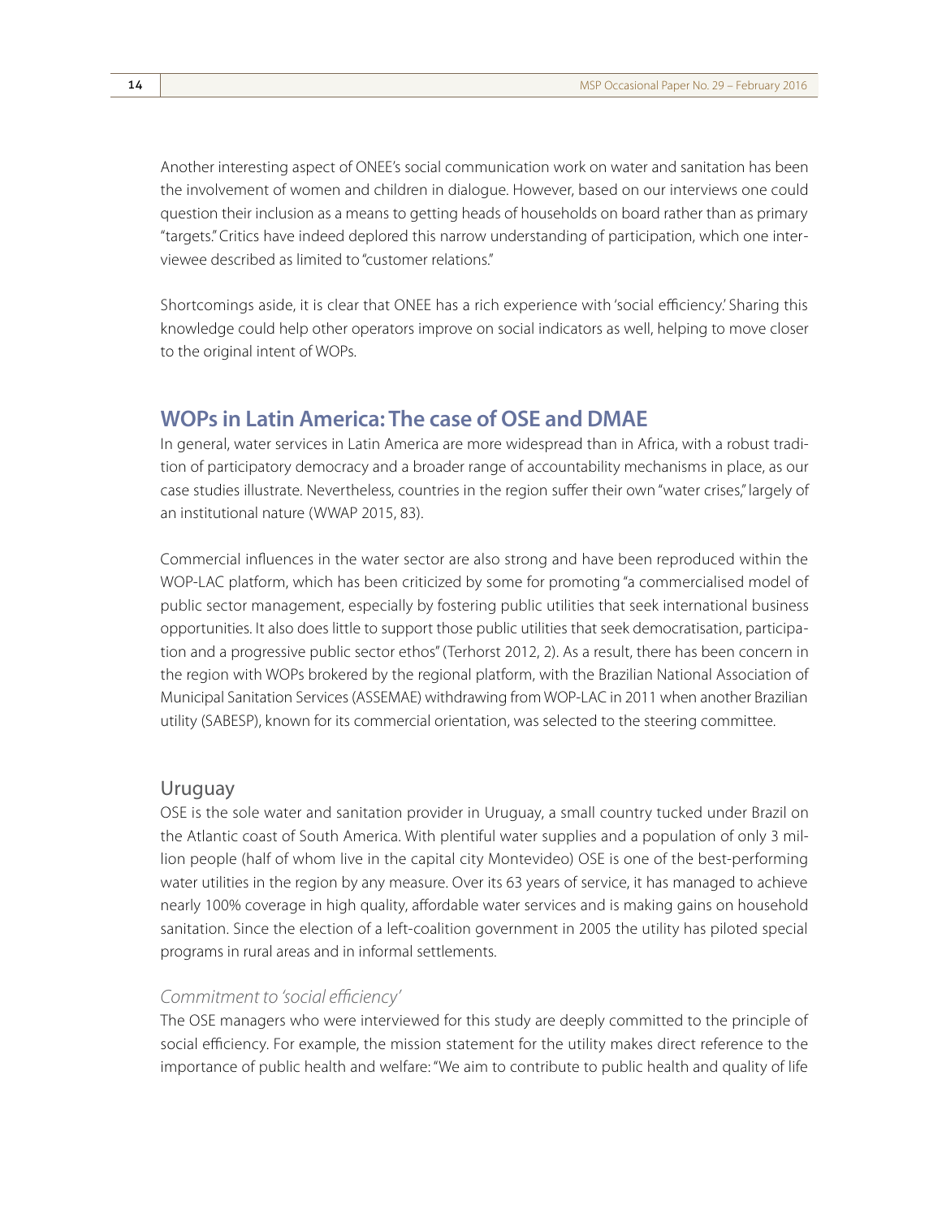Another interesting aspect of ONEE's social communication work on water and sanitation has been the involvement of women and children in dialogue. However, based on our interviews one could question their inclusion as a means to getting heads of households on board rather than as primary "targets." Critics have indeed deplored this narrow understanding of participation, which one interviewee described as limited to "customer relations."

Shortcomings aside, it is clear that ONEE has a rich experience with 'social efficiency.' Sharing this knowledge could help other operators improve on social indicators as well, helping to move closer to the original intent of WOPs.

## WOPs in Latin America: The case of OSE and DMAE

In general, water services in Latin America are more widespread than in Africa, with a robust tradition of participatory democracy and a broader range of accountability mechanisms in place, as our case studies illustrate. Nevertheless, countries in the region suffer their own "water crises," largely of an institutional nature (WWAP 2015, 83).

Commercial influences in the water sector are also strong and have been reproduced within the WOP-LAC platform, which has been criticized by some for promoting "a commercialised model of public sector management, especially by fostering public utilities that seek international business opportunities. It also does little to support those public utilities that seek democratisation, participation and a progressive public sector ethos" (Terhorst 2012, 2). As a result, there has been concern in the region with WOPs brokered by the regional platform, with the Brazilian National Association of Municipal Sanitation Services (ASSEMAE) withdrawing from WOP-LAC in 2011 when another Brazilian utility (SABESP), known for its commercial orientation, was selected to the steering committee.

### Uruguay

OSE is the sole water and sanitation provider in Uruguay, a small country tucked under Brazil on the Atlantic coast of South America. With plentiful water supplies and a population of only 3 million people (half of whom live in the capital city Montevideo) OSE is one of the best-performing water utilities in the region by any measure. Over its 63 years of service, it has managed to achieve nearly 100% coverage in high quality, affordable water services and is making gains on household sanitation. Since the election of a left-coalition government in 2005 the utility has piloted special programs in rural areas and in informal settlements.

#### *Commitment to 'social efficiency'*

The OSE managers who were interviewed for this study are deeply committed to the principle of social efficiency. For example, the mission statement for the utility makes direct reference to the importance of public health and welfare: "We aim to contribute to public health and quality of life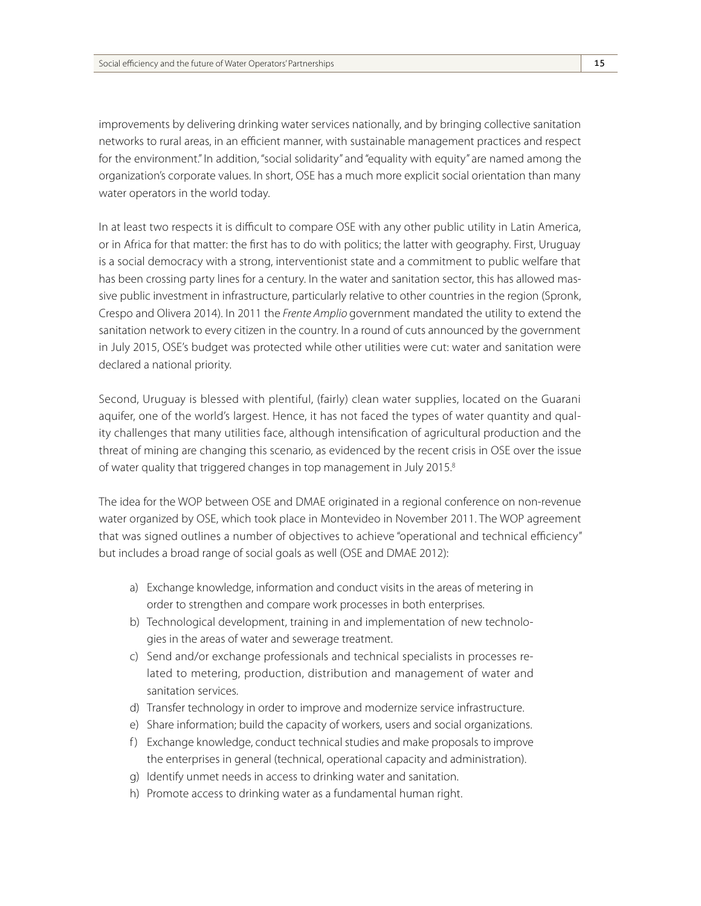improvements by delivering drinking water services nationally, and by bringing collective sanitation networks to rural areas, in an efficient manner, with sustainable management practices and respect for the environment." In addition, "social solidarity" and "equality with equity" are named among the organization's corporate values. In short, OSE has a much more explicit social orientation than many water operators in the world today.

In at least two respects it is difficult to compare OSE with any other public utility in Latin America, or in Africa for that matter: the first has to do with politics; the latter with geography. First, Uruguay is a social democracy with a strong, interventionist state and a commitment to public welfare that has been crossing party lines for a century. In the water and sanitation sector, this has allowed massive public investment in infrastructure, particularly relative to other countries in the region (Spronk, Crespo and Olivera 2014). In 2011 the *Frente Amplio* government mandated the utility to extend the sanitation network to every citizen in the country. In a round of cuts announced by the government in July 2015, OSE's budget was protected while other utilities were cut: water and sanitation were declared a national priority.

Second, Uruguay is blessed with plentiful, (fairly) clean water supplies, located on the Guarani aquifer, one of the world's largest. Hence, it has not faced the types of water quantity and quality challenges that many utilities face, although intensification of agricultural production and the threat of mining are changing this scenario, as evidenced by the recent crisis in OSE over the issue of water quality that triggered changes in top management in July 2015.[8]

The idea for the WOP between OSE and DMAE originated in a regional conference on non-revenue water organized by OSE, which took place in Montevideo in November 2011. The WOP agreement that was signed outlines a number of objectives to achieve "operational and technical efficiency" but includes a broad range of social goals as well (OSE and DMAE 2012):

a) Exchange knowledge, information and conduct visits in the areas of metering in order to strengthen and compare work processes in both enterprises.
b) Technological development, training in and implementation of new technologies in the areas of water and sewerage treatment.
c) Send and/or exchange professionals and technical specialists in processes related to metering, production, distribution and management of water and sanitation services.
d) Transfer technology in order to improve and modernize service infrastructure.
e) Share information; build the capacity of workers, users and social organizations.
f) Exchange knowledge, conduct technical studies and make proposals to improve the enterprises in general (technical, operational capacity and administration).
g) Identify unmet needs in access to drinking water and sanitation.
h) Promote access to drinking water as a fundamental human right.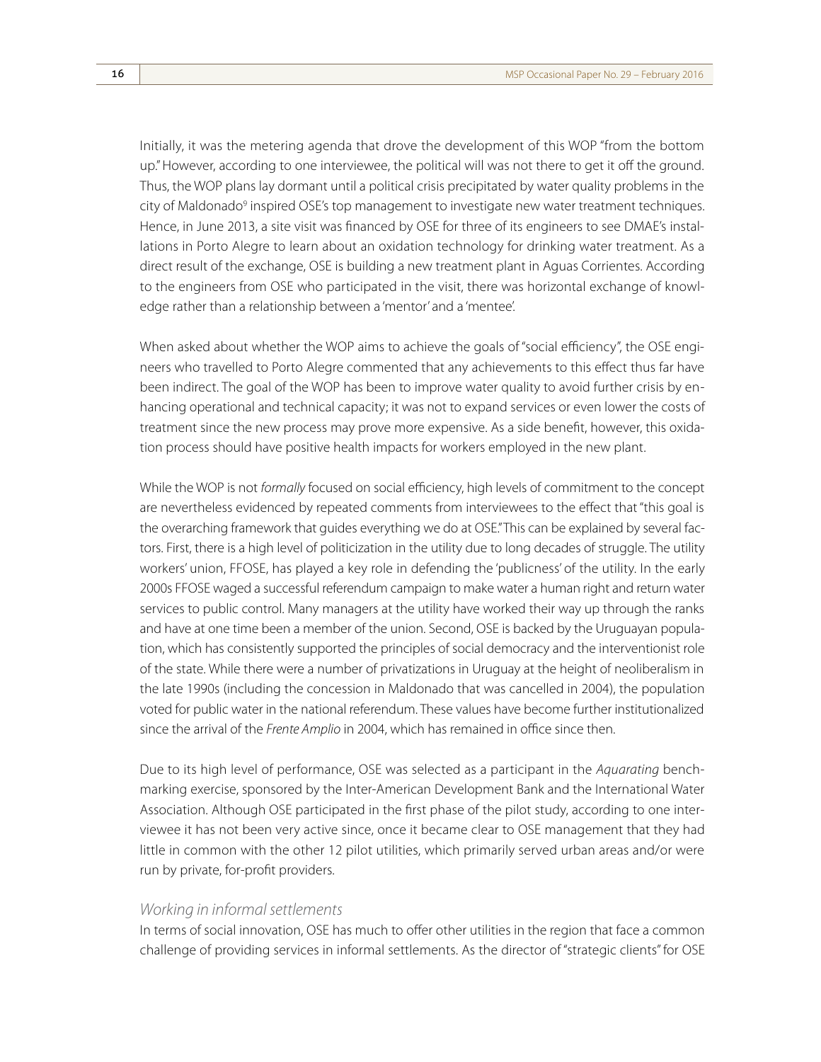Initially, it was the metering agenda that drove the development of this WOP "from the bottom up." However, according to one interviewee, the political will was not there to get it off the ground. Thus, the WOP plans lay dormant until a political crisis precipitated by water quality problems in the city of Maldonado[9] inspired OSE's top management to investigate new water treatment techniques. Hence, in June 2013, a site visit was financed by OSE for three of its engineers to see DMAE's installations in Porto Alegre to learn about an oxidation technology for drinking water treatment. As a direct result of the exchange, OSE is building a new treatment plant in Aguas Corrientes. According to the engineers from OSE who participated in the visit, there was horizontal exchange of knowledge rather than a relationship between a 'mentor' and a 'mentee'.

When asked about whether the WOP aims to achieve the goals of "social efficiency", the OSE engineers who travelled to Porto Alegre commented that any achievements to this effect thus far have been indirect. The goal of the WOP has been to improve water quality to avoid further crisis by enhancing operational and technical capacity; it was not to expand services or even lower the costs of treatment since the new process may prove more expensive. As a side benefit, however, this oxidation process should have positive health impacts for workers employed in the new plant.

While the WOP is not *formally* focused on social efficiency, high levels of commitment to the concept are nevertheless evidenced by repeated comments from interviewees to the effect that "this goal is the overarching framework that guides everything we do at OSE." This can be explained by several factors. First, there is a high level of politicization in the utility due to long decades of struggle. The utility workers' union, FFOSE, has played a key role in defending the 'publicness' of the utility. In the early 2000s FFOSE waged a successful referendum campaign to make water a human right and return water services to public control. Many managers at the utility have worked their way up through the ranks and have at one time been a member of the union. Second, OSE is backed by the Uruguayan population, which has consistently supported the principles of social democracy and the interventionist role of the state. While there were a number of privatizations in Uruguay at the height of neoliberalism in the late 1990s (including the concession in Maldonado that was cancelled in 2004), the population voted for public water in the national referendum. These values have become further institutionalized since the arrival of the *Frente Amplio* in 2004, which has remained in office since then.

Due to its high level of performance, OSE was selected as a participant in the *Aquarating* benchmarking exercise, sponsored by the Inter-American Development Bank and the International Water Association. Although OSE participated in the first phase of the pilot study, according to one interviewee it has not been very active since, once it became clear to OSE management that they had little in common with the other 12 pilot utilities, which primarily served urban areas and/or were run by private, for-profit providers.

### *Working in informal settlements*

In terms of social innovation, OSE has much to offer other utilities in the region that face a common challenge of providing services in informal settlements. As the director of "strategic clients" for OSE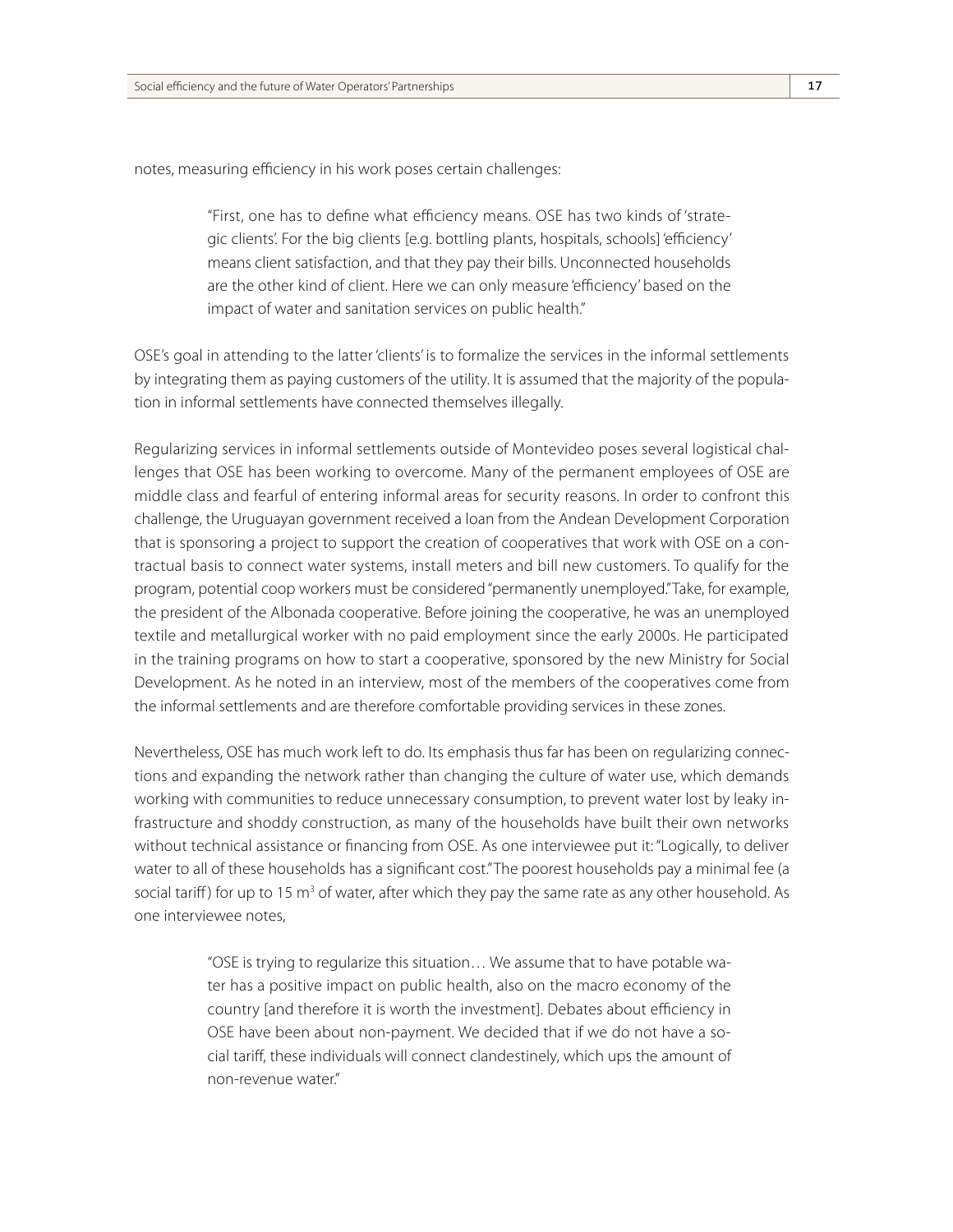notes, measuring efficiency in his work poses certain challenges:

> "First, one has to define what efficiency means. OSE has two kinds of 'strategic clients'. For the big clients [e.g. bottling plants, hospitals, schools] 'efficiency' means client satisfaction, and that they pay their bills. Unconnected households are the other kind of client. Here we can only measure 'efficiency' based on the impact of water and sanitation services on public health."

OSE's goal in attending to the latter 'clients' is to formalize the services in the informal settlements by integrating them as paying customers of the utility. It is assumed that the majority of the population in informal settlements have connected themselves illegally.

Regularizing services in informal settlements outside of Montevideo poses several logistical challenges that OSE has been working to overcome. Many of the permanent employees of OSE are middle class and fearful of entering informal areas for security reasons. In order to confront this challenge, the Uruguayan government received a loan from the Andean Development Corporation that is sponsoring a project to support the creation of cooperatives that work with OSE on a contractual basis to connect water systems, install meters and bill new customers. To qualify for the program, potential coop workers must be considered "permanently unemployed." Take, for example, the president of the Albonada cooperative. Before joining the cooperative, he was an unemployed textile and metallurgical worker with no paid employment since the early 2000s. He participated in the training programs on how to start a cooperative, sponsored by the new Ministry for Social Development. As he noted in an interview, most of the members of the cooperatives come from the informal settlements and are therefore comfortable providing services in these zones.

Nevertheless, OSE has much work left to do. Its emphasis thus far has been on regularizing connections and expanding the network rather than changing the culture of water use, which demands working with communities to reduce unnecessary consumption, to prevent water lost by leaky infrastructure and shoddy construction, as many of the households have built their own networks without technical assistance or financing from OSE. As one interviewee put it: "Logically, to deliver water to all of these households has a significant cost." The poorest households pay a minimal fee (a social tariff) for up to 15 $m^3$ of water, after which they pay the same rate as any other household. As one interviewee notes,

> "OSE is trying to regularize this situation… We assume that to have potable water has a positive impact on public health, also on the macro economy of the country [and therefore it is worth the investment]. Debates about efficiency in OSE have been about non-payment. We decided that if we do not have a social tariff, these individuals will connect clandestinely, which ups the amount of non-revenue water."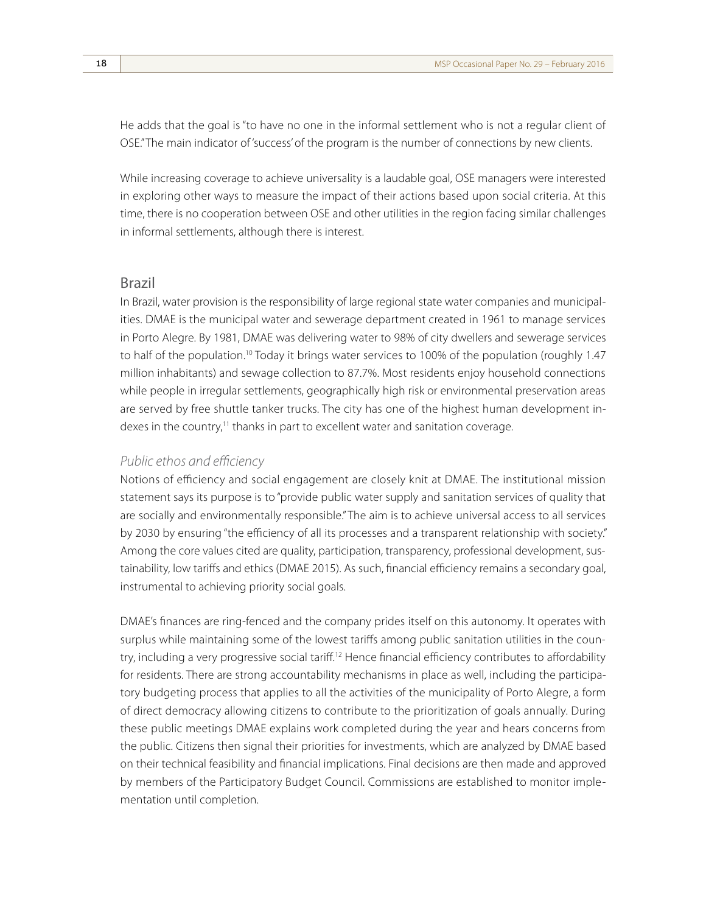He adds that the goal is "to have no one in the informal settlement who is not a regular client of OSE." The main indicator of 'success' of the program is the number of connections by new clients.

While increasing coverage to achieve universality is a laudable goal, OSE managers were interested in exploring other ways to measure the impact of their actions based upon social criteria. At this time, there is no cooperation between OSE and other utilities in the region facing similar challenges in informal settlements, although there is interest.

## Brazil

In Brazil, water provision is the responsibility of large regional state water companies and municipalities. DMAE is the municipal water and sewerage department created in 1961 to manage services in Porto Alegre. By 1981, DMAE was delivering water to 98% of city dwellers and sewerage services to half of the population.[10] Today it brings water services to 100% of the population (roughly 1.47 million inhabitants) and sewage collection to 87.7%. Most residents enjoy household connections while people in irregular settlements, geographically high risk or environmental preservation areas are served by free shuttle tanker trucks. The city has one of the highest human development indexes in the country,[11] thanks in part to excellent water and sanitation coverage.

### *Public ethos and efficiency*

Notions of efficiency and social engagement are closely knit at DMAE. The institutional mission statement says its purpose is to "provide public water supply and sanitation services of quality that are socially and environmentally responsible." The aim is to achieve universal access to all services by 2030 by ensuring "the efficiency of all its processes and a transparent relationship with society." Among the core values cited are quality, participation, transparency, professional development, sustainability, low tariffs and ethics (DMAE 2015). As such, financial efficiency remains a secondary goal, instrumental to achieving priority social goals.

DMAE's finances are ring-fenced and the company prides itself on this autonomy. It operates with surplus while maintaining some of the lowest tariffs among public sanitation utilities in the country, including a very progressive social tariff.[12] Hence financial efficiency contributes to affordability for residents. There are strong accountability mechanisms in place as well, including the participatory budgeting process that applies to all the activities of the municipality of Porto Alegre, a form of direct democracy allowing citizens to contribute to the prioritization of goals annually. During these public meetings DMAE explains work completed during the year and hears concerns from the public. Citizens then signal their priorities for investments, which are analyzed by DMAE based on their technical feasibility and financial implications. Final decisions are then made and approved by members of the Participatory Budget Council. Commissions are established to monitor implementation until completion.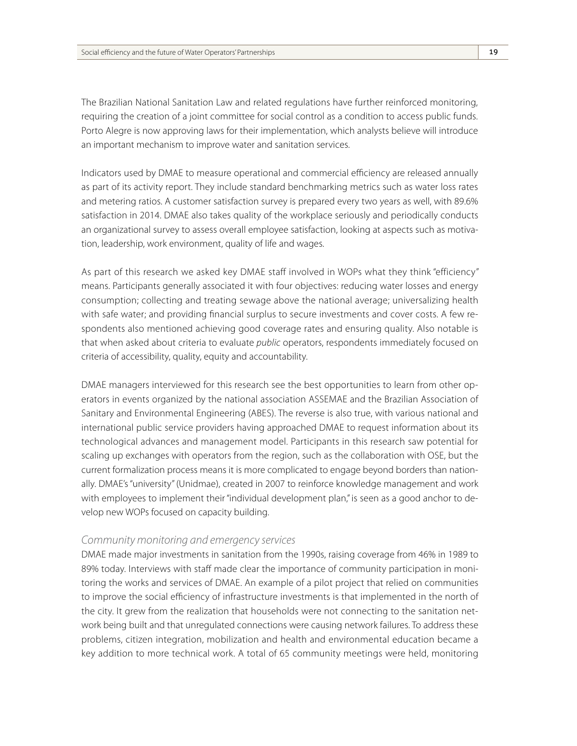The Brazilian National Sanitation Law and related regulations have further reinforced monitoring, requiring the creation of a joint committee for social control as a condition to access public funds. Porto Alegre is now approving laws for their implementation, which analysts believe will introduce an important mechanism to improve water and sanitation services.

Indicators used by DMAE to measure operational and commercial efficiency are released annually as part of its activity report. They include standard benchmarking metrics such as water loss rates and metering ratios. A customer satisfaction survey is prepared every two years as well, with 89.6% satisfaction in 2014. DMAE also takes quality of the workplace seriously and periodically conducts an organizational survey to assess overall employee satisfaction, looking at aspects such as motivation, leadership, work environment, quality of life and wages.

As part of this research we asked key DMAE staff involved in WOPs what they think "efficiency" means. Participants generally associated it with four objectives: reducing water losses and energy consumption; collecting and treating sewage above the national average; universalizing health with safe water; and providing financial surplus to secure investments and cover costs. A few respondents also mentioned achieving good coverage rates and ensuring quality. Also notable is that when asked about criteria to evaluate *public* operators, respondents immediately focused on criteria of accessibility, quality, equity and accountability.

DMAE managers interviewed for this research see the best opportunities to learn from other operators in events organized by the national association ASSEMAE and the Brazilian Association of Sanitary and Environmental Engineering (ABES). The reverse is also true, with various national and international public service providers having approached DMAE to request information about its technological advances and management model. Participants in this research saw potential for scaling up exchanges with operators from the region, such as the collaboration with OSE, but the current formalization process means it is more complicated to engage beyond borders than nationally. DMAE's "university" (Unidmae), created in 2007 to reinforce knowledge management and work with employees to implement their "individual development plan," is seen as a good anchor to develop new WOPs focused on capacity building.

### *Community monitoring and emergency services*

DMAE made major investments in sanitation from the 1990s, raising coverage from 46% in 1989 to 89% today. Interviews with staff made clear the importance of community participation in monitoring the works and services of DMAE. An example of a pilot project that relied on communities to improve the social efficiency of infrastructure investments is that implemented in the north of the city. It grew from the realization that households were not connecting to the sanitation network being built and that unregulated connections were causing network failures. To address these problems, citizen integration, mobilization and health and environmental education became a key addition to more technical work. A total of 65 community meetings were held, monitoring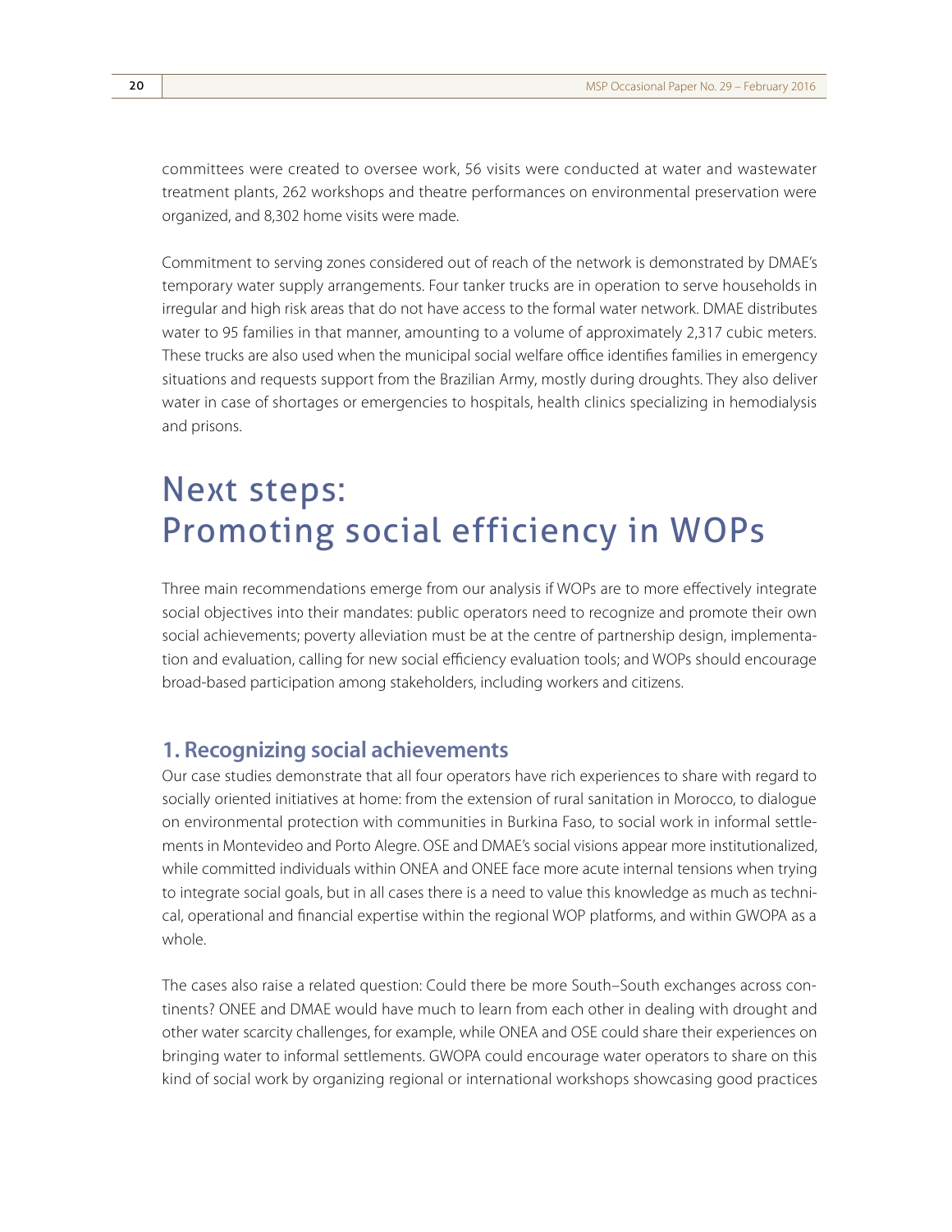committees were created to oversee work, 56 visits were conducted at water and wastewater treatment plants, 262 workshops and theatre performances on environmental preservation were organized, and 8,302 home visits were made.

Commitment to serving zones considered out of reach of the network is demonstrated by DMAE's temporary water supply arrangements. Four tanker trucks are in operation to serve households in irregular and high risk areas that do not have access to the formal water network. DMAE distributes water to 95 families in that manner, amounting to a volume of approximately 2,317 cubic meters. These trucks are also used when the municipal social welfare office identifies families in emergency situations and requests support from the Brazilian Army, mostly during droughts. They also deliver water in case of shortages or emergencies to hospitals, health clinics specializing in hemodialysis and prisons.

# Next steps: Promoting social efficiency in WOPs

Three main recommendations emerge from our analysis if WOPs are to more effectively integrate social objectives into their mandates: public operators need to recognize and promote their own social achievements; poverty alleviation must be at the centre of partnership design, implementation and evaluation, calling for new social efficiency evaluation tools; and WOPs should encourage broad-based participation among stakeholders, including workers and citizens.

## 1. Recognizing social achievements

Our case studies demonstrate that all four operators have rich experiences to share with regard to socially oriented initiatives at home: from the extension of rural sanitation in Morocco, to dialogue on environmental protection with communities in Burkina Faso, to social work in informal settlements in Montevideo and Porto Alegre. OSE and DMAE's social visions appear more institutionalized, while committed individuals within ONEA and ONEE face more acute internal tensions when trying to integrate social goals, but in all cases there is a need to value this knowledge as much as technical, operational and financial expertise within the regional WOP platforms, and within GWOPA as a whole.

The cases also raise a related question: Could there be more South–South exchanges across continents? ONEE and DMAE would have much to learn from each other in dealing with drought and other water scarcity challenges, for example, while ONEA and OSE could share their experiences on bringing water to informal settlements. GWOPA could encourage water operators to share on this kind of social work by organizing regional or international workshops showcasing good practices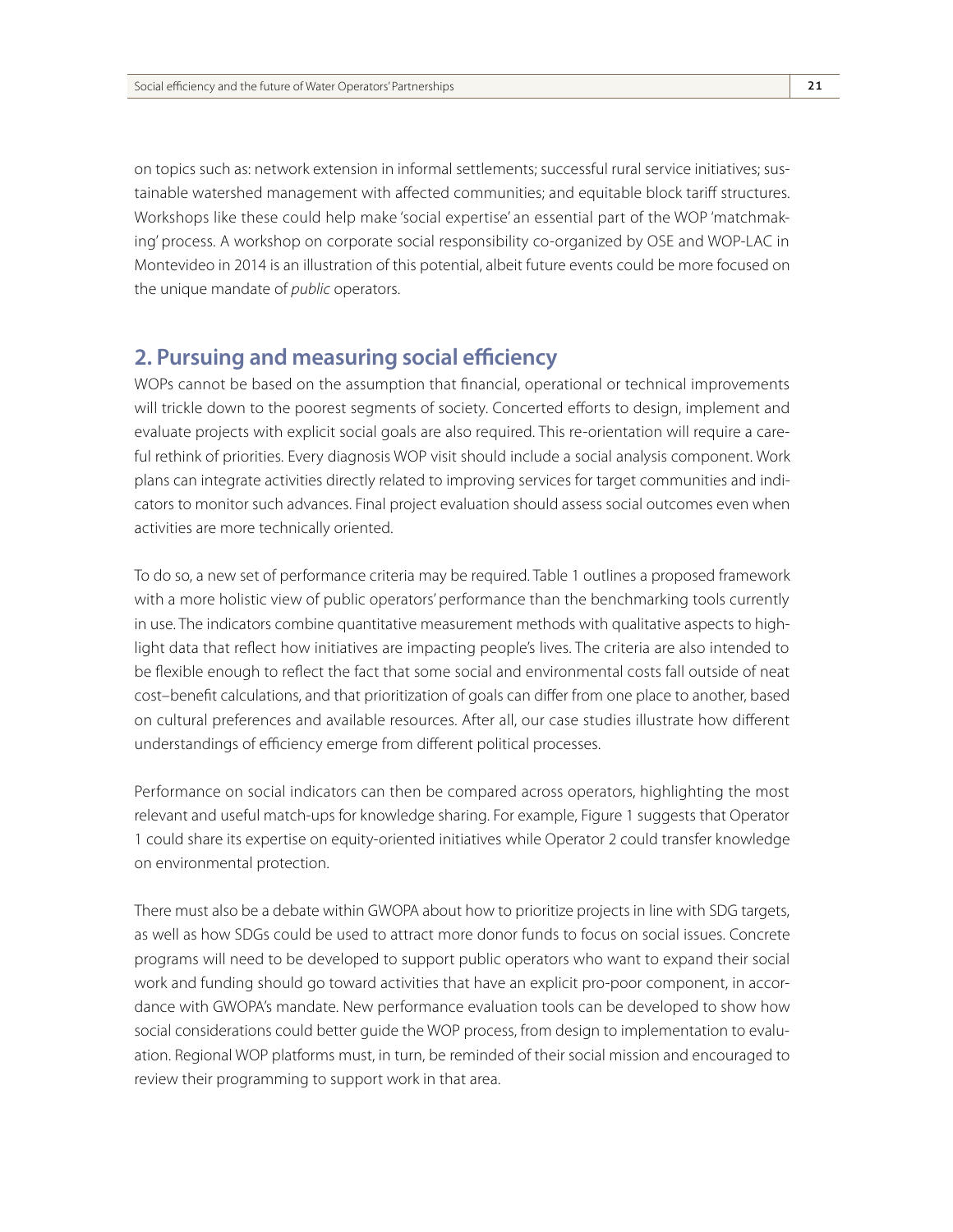on topics such as: network extension in informal settlements; successful rural service initiatives; sustainable watershed management with affected communities; and equitable block tariff structures. Workshops like these could help make 'social expertise' an essential part of the WOP 'matchmaking' process. A workshop on corporate social responsibility co-organized by OSE and WOP-LAC in Montevideo in 2014 is an illustration of this potential, albeit future events could be more focused on the unique mandate of *public* operators.

## 2. Pursuing and measuring social efficiency

WOPs cannot be based on the assumption that financial, operational or technical improvements will trickle down to the poorest segments of society. Concerted efforts to design, implement and evaluate projects with explicit social goals are also required. This re-orientation will require a careful rethink of priorities. Every diagnosis WOP visit should include a social analysis component. Work plans can integrate activities directly related to improving services for target communities and indicators to monitor such advances. Final project evaluation should assess social outcomes even when activities are more technically oriented.

To do so, a new set of performance criteria may be required. Table 1 outlines a proposed framework with a more holistic view of public operators' performance than the benchmarking tools currently in use. The indicators combine quantitative measurement methods with qualitative aspects to highlight data that reflect how initiatives are impacting people's lives. The criteria are also intended to be flexible enough to reflect the fact that some social and environmental costs fall outside of neat cost–benefit calculations, and that prioritization of goals can differ from one place to another, based on cultural preferences and available resources. After all, our case studies illustrate how different understandings of efficiency emerge from different political processes.

Performance on social indicators can then be compared across operators, highlighting the most relevant and useful match-ups for knowledge sharing. For example, Figure 1 suggests that Operator 1 could share its expertise on equity-oriented initiatives while Operator 2 could transfer knowledge on environmental protection.

There must also be a debate within GWOPA about how to prioritize projects in line with SDG targets, as well as how SDGs could be used to attract more donor funds to focus on social issues. Concrete programs will need to be developed to support public operators who want to expand their social work and funding should go toward activities that have an explicit pro-poor component, in accordance with GWOPA's mandate. New performance evaluation tools can be developed to show how social considerations could better guide the WOP process, from design to implementation to evaluation. Regional WOP platforms must, in turn, be reminded of their social mission and encouraged to review their programming to support work in that area.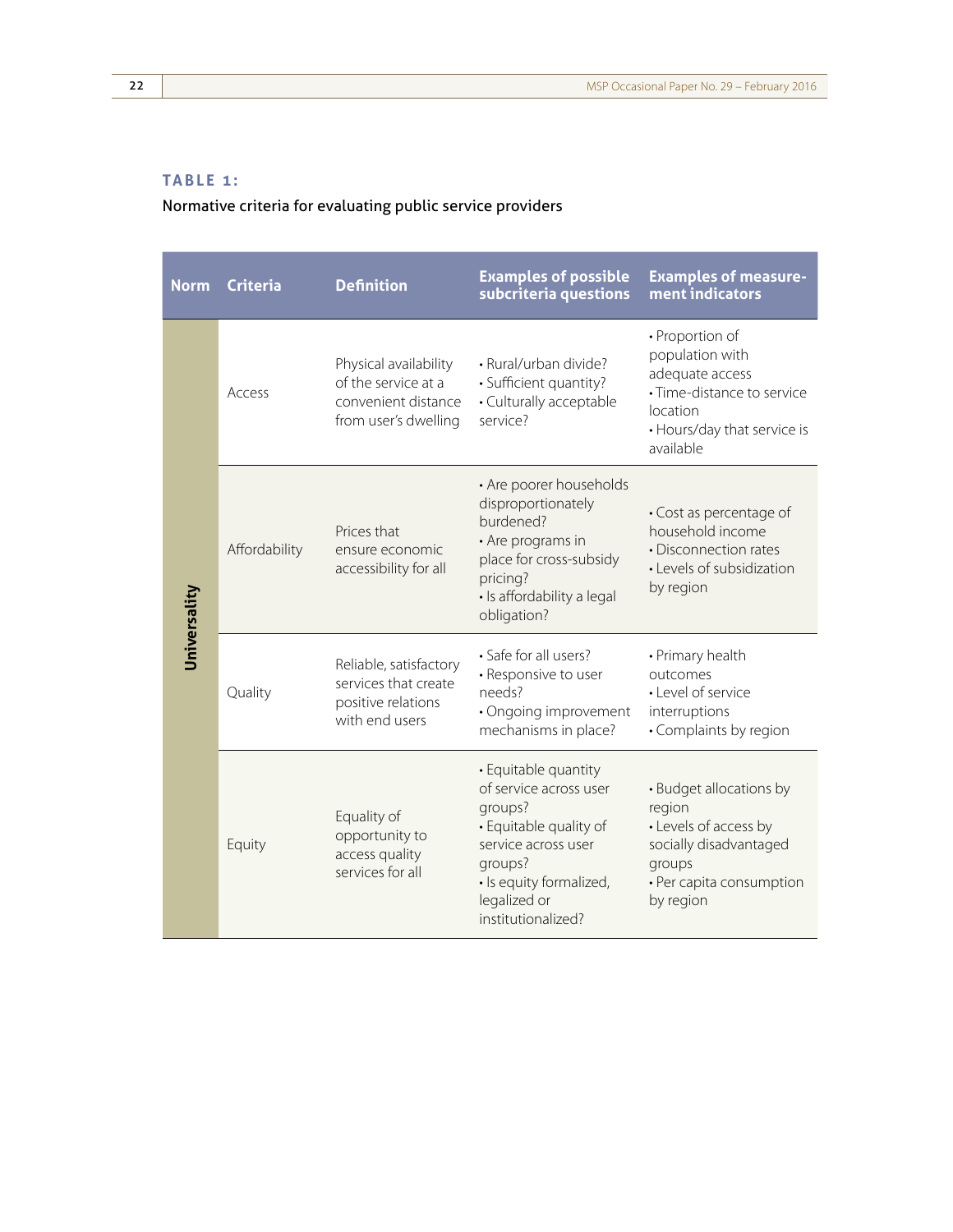**TABLE 1:**

Normative criteria for evaluating public service providers

| Norm | Criteria | Definition | Examples of possible subcriteria questions | Examples of measurement indicators |
|---|---|---|---|---|
| Universality | Access | Physical availability of the service at a convenient distance from user's dwelling | • Rural/urban divide? • Sufficient quantity? • Culturally acceptable service? | • Proportion of population with adequate access • Time-distance to service location • Hours/day that service is available |
| | Affordability | Prices that ensure economic accessibility for all | • Are poorer households disproportionately burdened? • Are programs in place for cross-subsidy pricing? • Is affordability a legal obligation? | • Cost as percentage of household income • Disconnection rates • Levels of subsidization by region |
| | Quality | Reliable, satisfactory services that create positive relations with end users | • Safe for all users? • Responsive to user needs? • Ongoing improvement mechanisms in place? | • Primary health outcomes • Level of service interruptions • Complaints by region |
| | Equity | Equality of opportunity to access quality services for all | • Equitable quantity of service across user groups? • Equitable quality of service across user groups? • Is equity formalized, legalized or institutionalized? | • Budget allocations by region • Levels of access by socially disadvantaged groups • Per capita consumption by region |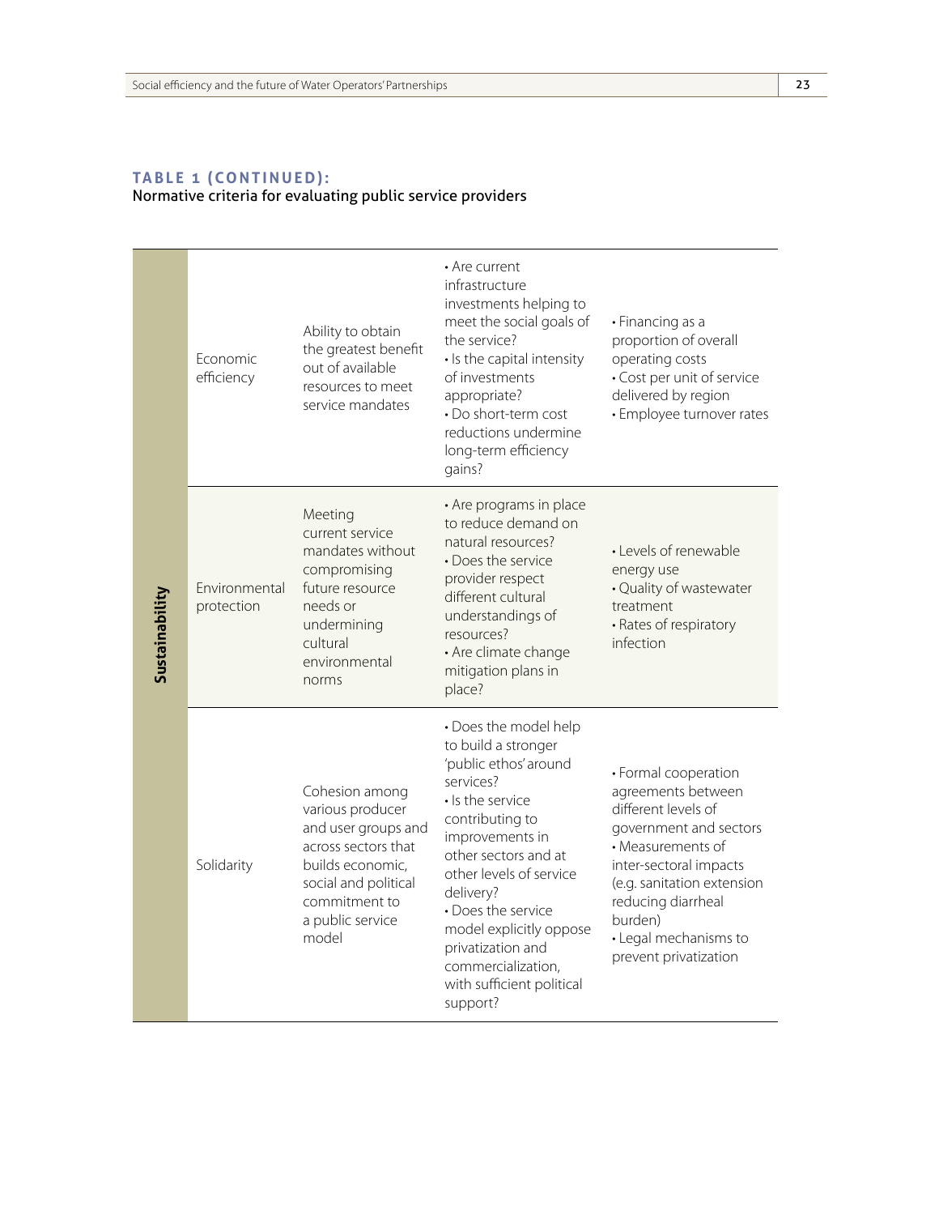**TABLE 1 (CONTINUED):**
Normative criteria for evaluating public service providers

| | | | | |
|---|---|---|---|---|
| Sustainability | Economic efficiency | Ability to obtain the greatest benefit out of available resources to meet service mandates | • Are current infrastructure investments helping to meet the social goals of the service?<br>• Is the capital intensity of investments appropriate?<br>• Do short-term cost reductions undermine long-term efficiency gains? | • Financing as a proportion of overall operating costs<br>• Cost per unit of service delivered by region<br>• Employee turnover rates |
| | Environmental protection | Meeting current service mandates without compromising future resource needs or undermining cultural environmental norms | • Are programs in place to reduce demand on natural resources?<br>• Does the service provider respect different cultural understandings of resources?<br>• Are climate change mitigation plans in place? | • Levels of renewable energy use<br>• Quality of wastewater treatment<br>• Rates of respiratory infection |
| | Solidarity | Cohesion among various producer and user groups and across sectors that builds economic, social and political commitment to a public service model | • Does the model help to build a stronger 'public ethos' around services?<br>• Is the service contributing to improvements in other sectors and at other levels of service delivery?<br>• Does the service model explicitly oppose privatization and commercialization, with sufficient political support? | • Formal cooperation agreements between different levels of government and sectors<br>• Measurements of inter-sectoral impacts (e.g. sanitation extension reducing diarrheal burden)<br>• Legal mechanisms to prevent privatization |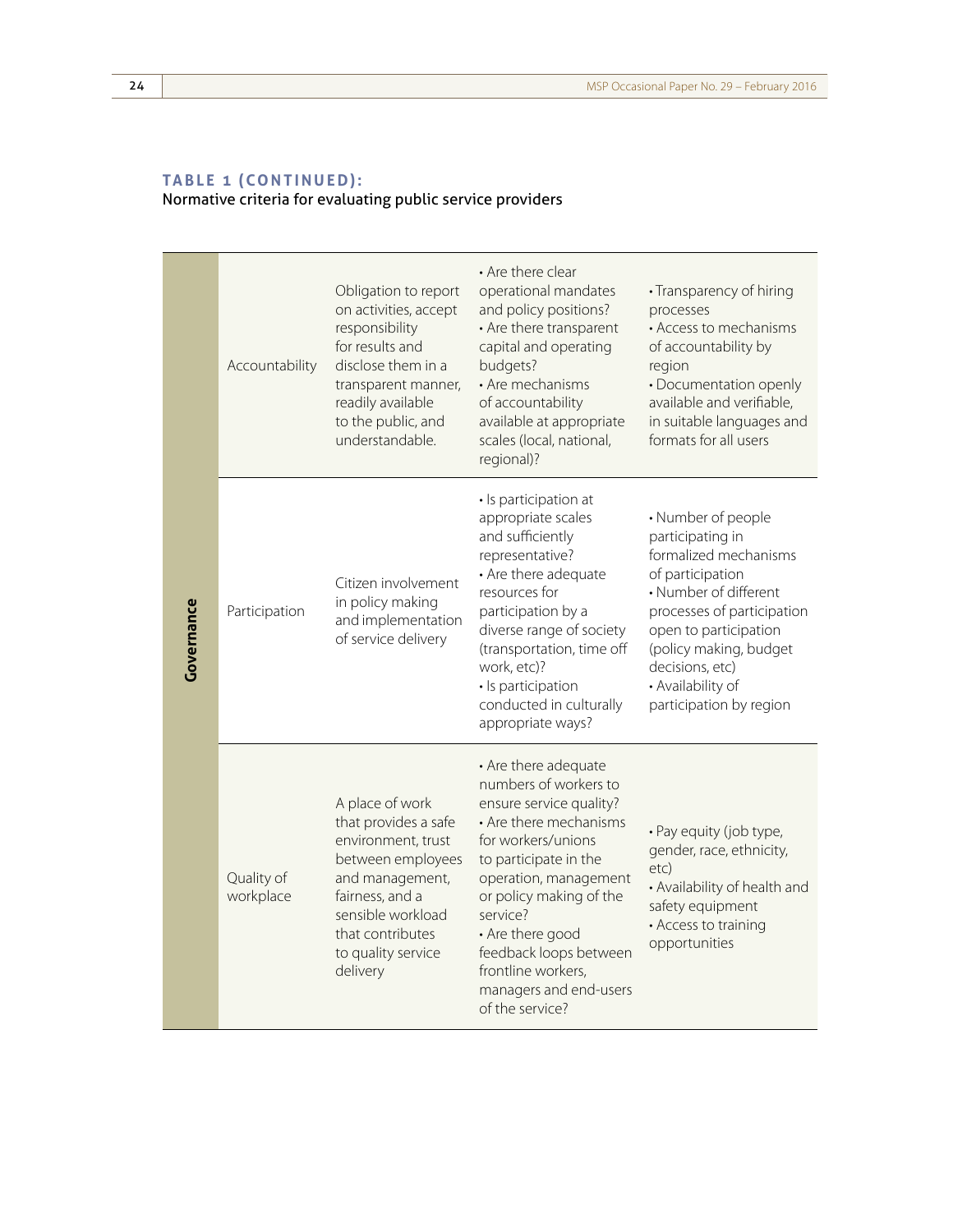**TABLE 1 (CONTINUED):**
Normative criteria for evaluating public service providers

| | | | | |
|---|---|---|---|---|
| Governance | Accountability | Obligation to report on activities, accept responsibility for results and disclose them in a transparent manner, readily available to the public, and understandable. | • Are there clear operational mandates and policy positions?<br>• Are there transparent capital and operating budgets?<br>• Are mechanisms of accountability available at appropriate scales (local, national, regional)? | • Transparency of hiring processes<br>• Access to mechanisms of accountability by region<br>• Documentation openly available and verifiable, in suitable languages and formats for all users |
| | Participation | Citizen involvement in policy making and implementation of service delivery | • Is participation at appropriate scales and sufficiently representative?<br>• Are there adequate resources for participation by a diverse range of society (transportation, time off work, etc)?<br>• Is participation conducted in culturally appropriate ways? | • Number of people participating in formalized mechanisms of participation<br>• Number of different processes of participation open to participation (policy making, budget decisions, etc)<br>• Availability of participation by region |
| | Quality of workplace | A place of work that provides a safe environment, trust between employees and management, fairness, and a sensible workload that contributes to quality service delivery | • Are there adequate numbers of workers to ensure service quality?<br>• Are there mechanisms for workers/unions to participate in the operation, management or policy making of the service?<br>• Are there good feedback loops between frontline workers, managers and end-users of the service? | • Pay equity (job type, gender, race, ethnicity, etc)<br>• Availability of health and safety equipment<br>• Access to training opportunities |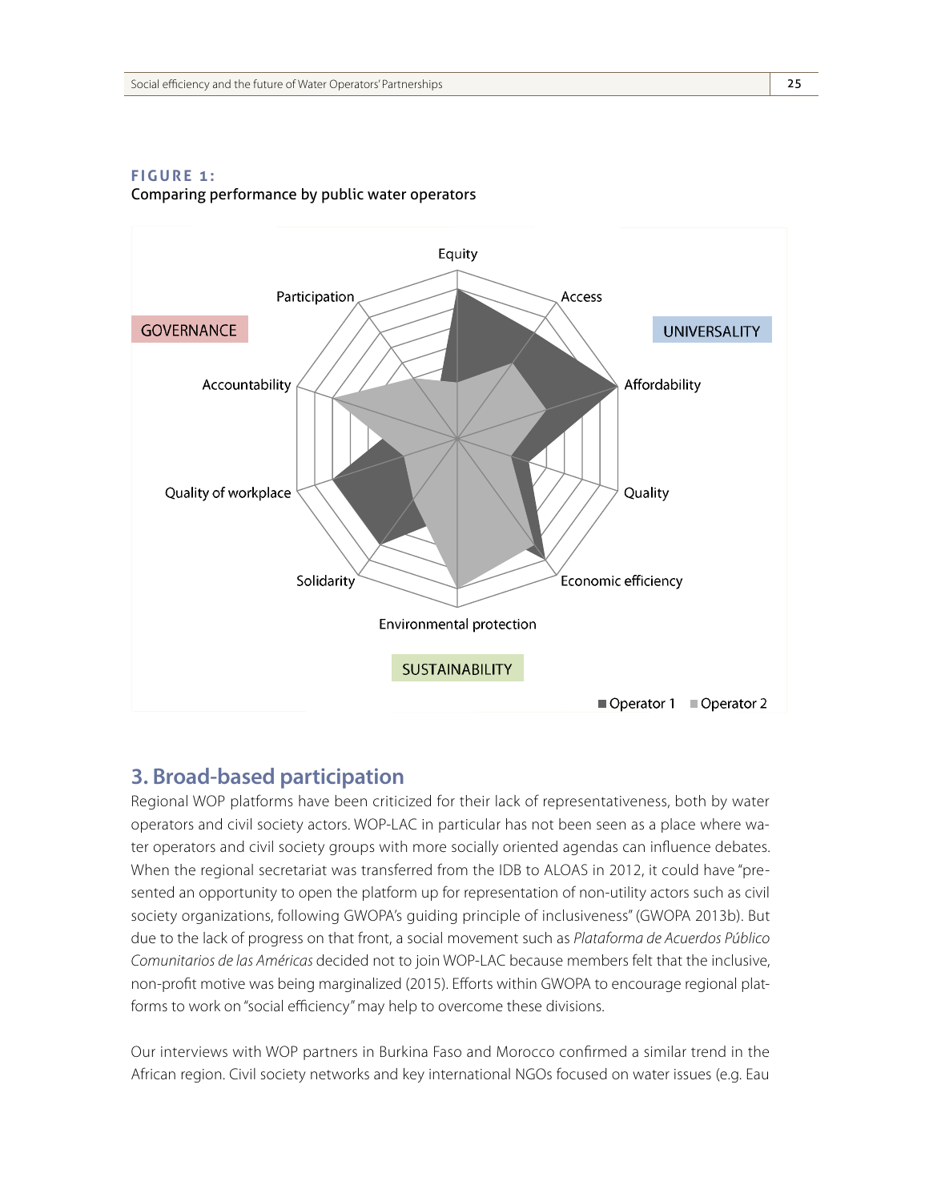**FIGURE 1:**
Comparing performance by public water operators

## 3. Broad-based participation

Regional WOP platforms have been criticized for their lack of representativeness, both by water operators and civil society actors. WOP-LAC in particular has not been seen as a place where water operators and civil society groups with more socially oriented agendas can influence debates. When the regional secretariat was transferred from the IDB to ALOAS in 2012, it could have "presented an opportunity to open the platform up for representation of non-utility actors such as civil society organizations, following GWOPA's guiding principle of inclusiveness" (GWOPA 2013b). But due to the lack of progress on that front, a social movement such as *Plataforma de Acuerdos Público Comunitarios de las Américas* decided not to join WOP-LAC because members felt that the inclusive, non-profit motive was being marginalized (2015). Efforts within GWOPA to encourage regional platforms to work on "social efficiency" may help to overcome these divisions.

Our interviews with WOP partners in Burkina Faso and Morocco confirmed a similar trend in the African region. Civil society networks and key international NGOs focused on water issues (e.g. Eau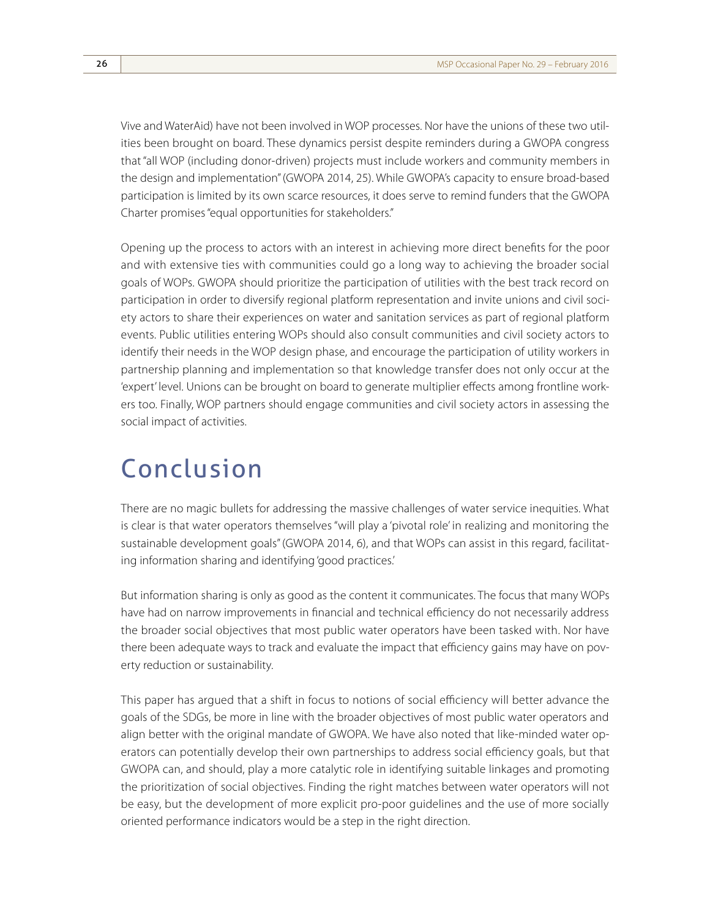Vive and WaterAid) have not been involved in WOP processes. Nor have the unions of these two utilities been brought on board. These dynamics persist despite reminders during a GWOPA congress that "all WOP (including donor-driven) projects must include workers and community members in the design and implementation" (GWOPA 2014, 25). While GWOPA's capacity to ensure broad-based participation is limited by its own scarce resources, it does serve to remind funders that the GWOPA Charter promises "equal opportunities for stakeholders."

Opening up the process to actors with an interest in achieving more direct benefits for the poor and with extensive ties with communities could go a long way to achieving the broader social goals of WOPs. GWOPA should prioritize the participation of utilities with the best track record on participation in order to diversify regional platform representation and invite unions and civil society actors to share their experiences on water and sanitation services as part of regional platform events. Public utilities entering WOPs should also consult communities and civil society actors to identify their needs in the WOP design phase, and encourage the participation of utility workers in partnership planning and implementation so that knowledge transfer does not only occur at the 'expert' level. Unions can be brought on board to generate multiplier effects among frontline workers too. Finally, WOP partners should engage communities and civil society actors in assessing the social impact of activities.

# Conclusion

There are no magic bullets for addressing the massive challenges of water service inequities. What is clear is that water operators themselves "will play a 'pivotal role' in realizing and monitoring the sustainable development goals" (GWOPA 2014, 6), and that WOPs can assist in this regard, facilitating information sharing and identifying 'good practices.'

But information sharing is only as good as the content it communicates. The focus that many WOPs have had on narrow improvements in financial and technical efficiency do not necessarily address the broader social objectives that most public water operators have been tasked with. Nor have there been adequate ways to track and evaluate the impact that efficiency gains may have on poverty reduction or sustainability.

This paper has argued that a shift in focus to notions of social efficiency will better advance the goals of the SDGs, be more in line with the broader objectives of most public water operators and align better with the original mandate of GWOPA. We have also noted that like-minded water operators can potentially develop their own partnerships to address social efficiency goals, but that GWOPA can, and should, play a more catalytic role in identifying suitable linkages and promoting the prioritization of social objectives. Finding the right matches between water operators will not be easy, but the development of more explicit pro-poor guidelines and the use of more socially oriented performance indicators would be a step in the right direction.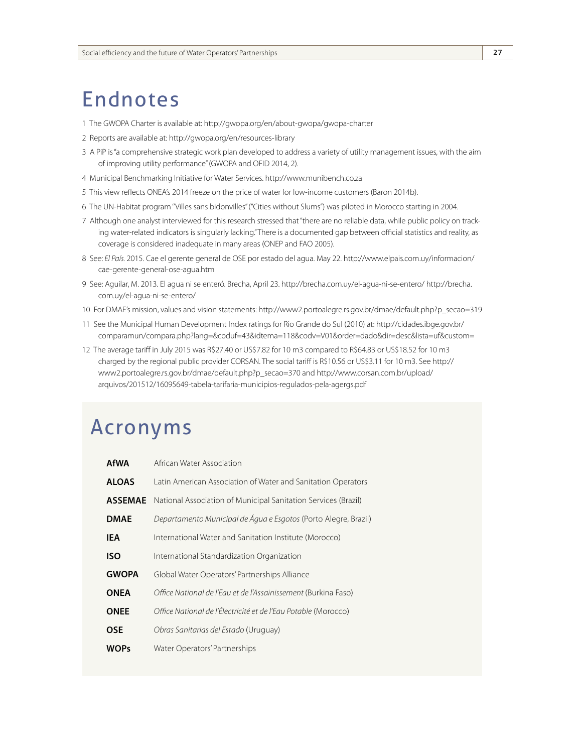# Endnotes

1 The GWOPA Charter is available at: http://gwopa.org/en/about-gwopa/gwopa-charter

2 Reports are available at: http://gwopa.org/en/resources-library

3 A PiP is "a comprehensive strategic work plan developed to address a variety of utility management issues, with the aim of improving utility performance" (GWOPA and OFID 2014, 2).

4 Municipal Benchmarking Initiative for Water Services. http://www.munibench.co.za

5 This view reflects ONEA's 2014 freeze on the price of water for low-income customers (Baron 2014b).

6 The UN-Habitat program "Villes sans bidonvilles" ("Cities without Slums") was piloted in Morocco starting in 2004.

7 Although one analyst interviewed for this research stressed that "there are no reliable data, while public policy on tracking water-related indicators is singularly lacking." There is a documented gap between official statistics and reality, as coverage is considered inadequate in many areas (ONEP and FAO 2005).

8 See: *El País*. 2015. Cae el gerente general de OSE por estado del agua. May 22. http://www.elpais.com.uy/informacion/cae-gerente-general-ose-agua.htm

9 See: Aguilar, M. 2013. El agua ni se enteró. Brecha, April 23. http://brecha.com.uy/el-agua-ni-se-entero/ http://brecha.com.uy/el-agua-ni-se-entero/

10 For DMAE's mission, values and vision statements: http://www2.portoalegre.rs.gov.br/dmae/default.php?p_secao=319

11 See the Municipal Human Development Index ratings for Rio Grande do Sul (2010) at: http://cidades.ibge.gov.br/comparamun/compara.php?lang=&coduf=43&idtema=118&codv=V01&order=dado&dir=desc&lista=uf&custom=

12 The average tariff in July 2015 was R$27.40 or US$7.82 for 10 m3 compared to R$64.83 or US$18.52 for 10 m3 charged by the regional public provider CORSAN. The social tariff is R$10.56 or US$3.11 for 10 m3. See http://www2.portoalegre.rs.gov.br/dmae/default.php?p_secao=370 and http://www.corsan.com.br/upload/arquivos/201512/16095649-tabela-tarifaria-municipios-regulados-pela-agergs.pdf

# Acronyms

| | |
|---|---|
| **AfWA** | African Water Association |
| **ALOAS** | Latin American Association of Water and Sanitation Operators |
| **ASSEMAE** | National Association of Municipal Sanitation Services (Brazil) |
| **DMAE** | *Departamento Municipal de Água e Esgotos* (Porto Alegre, Brazil) |
| **IEA** | International Water and Sanitation Institute (Morocco) |
| **ISO** | International Standardization Organization |
| **GWOPA** | Global Water Operators' Partnerships Alliance |
| **ONEA** | *Office National de l'Eau et de l'Assainissement* (Burkina Faso) |
| **ONEE** | *Office National de l'Électricité et de l'Eau Potable* (Morocco) |
| **OSE** | *Obras Sanitarias del Estado* (Uruguay) |
| **WOPs** | Water Operators' Partnerships |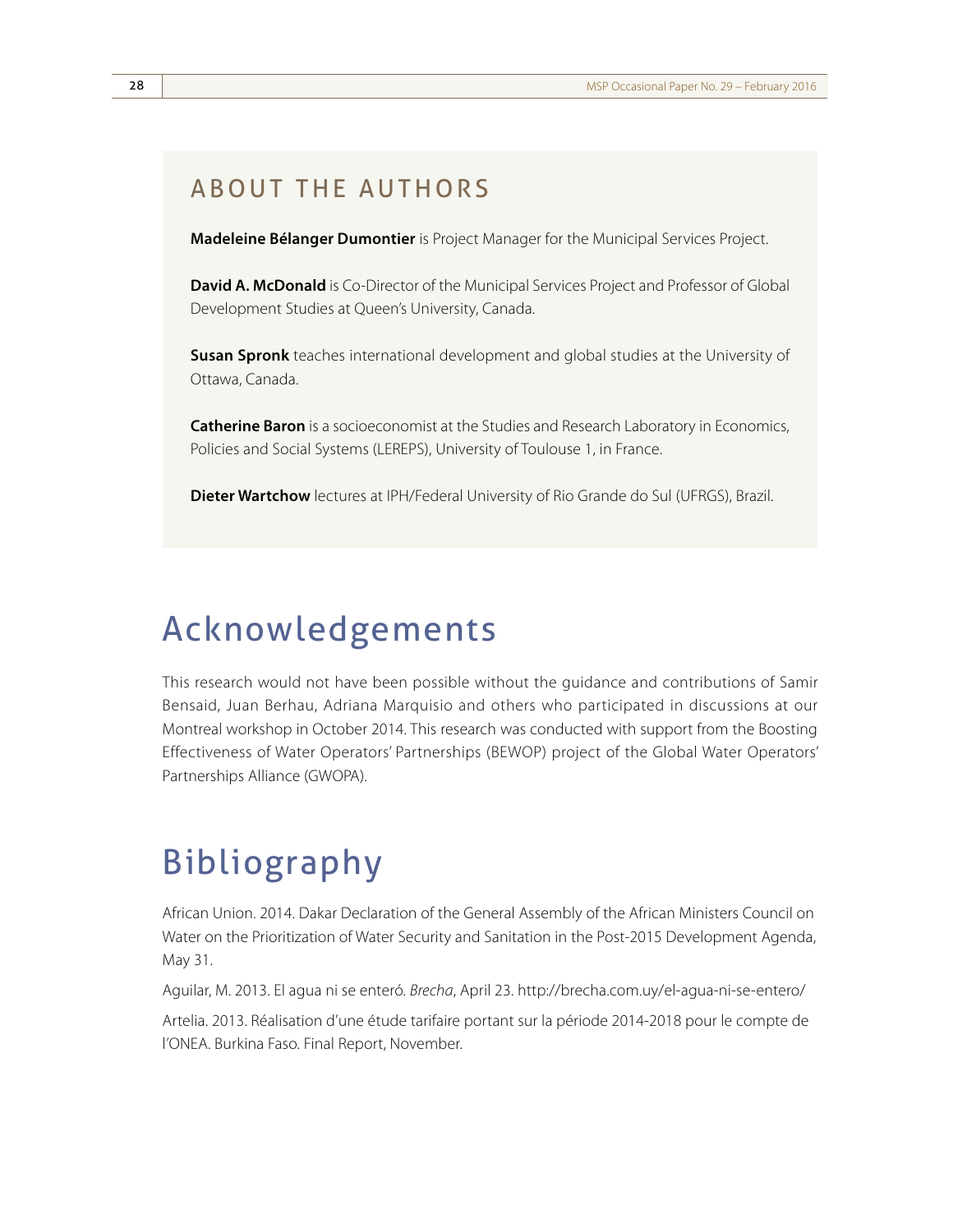## ABOUT THE AUTHORS

**Madeleine Bélanger Dumontier** is Project Manager for the Municipal Services Project.

**David A. McDonald** is Co-Director of the Municipal Services Project and Professor of Global Development Studies at Queen's University, Canada.

**Susan Spronk** teaches international development and global studies at the University of Ottawa, Canada.

**Catherine Baron** is a socioeconomist at the Studies and Research Laboratory in Economics, Policies and Social Systems (LEREPS), University of Toulouse 1, in France.

**Dieter Wartchow** lectures at IPH/Federal University of Rio Grande do Sul (UFRGS), Brazil.

# Acknowledgements

This research would not have been possible without the guidance and contributions of Samir Bensaid, Juan Berhau, Adriana Marquisio and others who participated in discussions at our Montreal workshop in October 2014. This research was conducted with support from the Boosting Effectiveness of Water Operators' Partnerships (BEWOP) project of the Global Water Operators' Partnerships Alliance (GWOPA).

# Bibliography

African Union. 2014. Dakar Declaration of the General Assembly of the African Ministers Council on Water on the Prioritization of Water Security and Sanitation in the Post-2015 Development Agenda, May 31.

Aguilar, M. 2013. El agua ni se enteró. *Brecha*, April 23. http://brecha.com.uy/el-agua-ni-se-entero/

Artelia. 2013. Réalisation d'une étude tarifaire portant sur la période 2014-2018 pour le compte de l'ONEA. Burkina Faso. Final Report, November.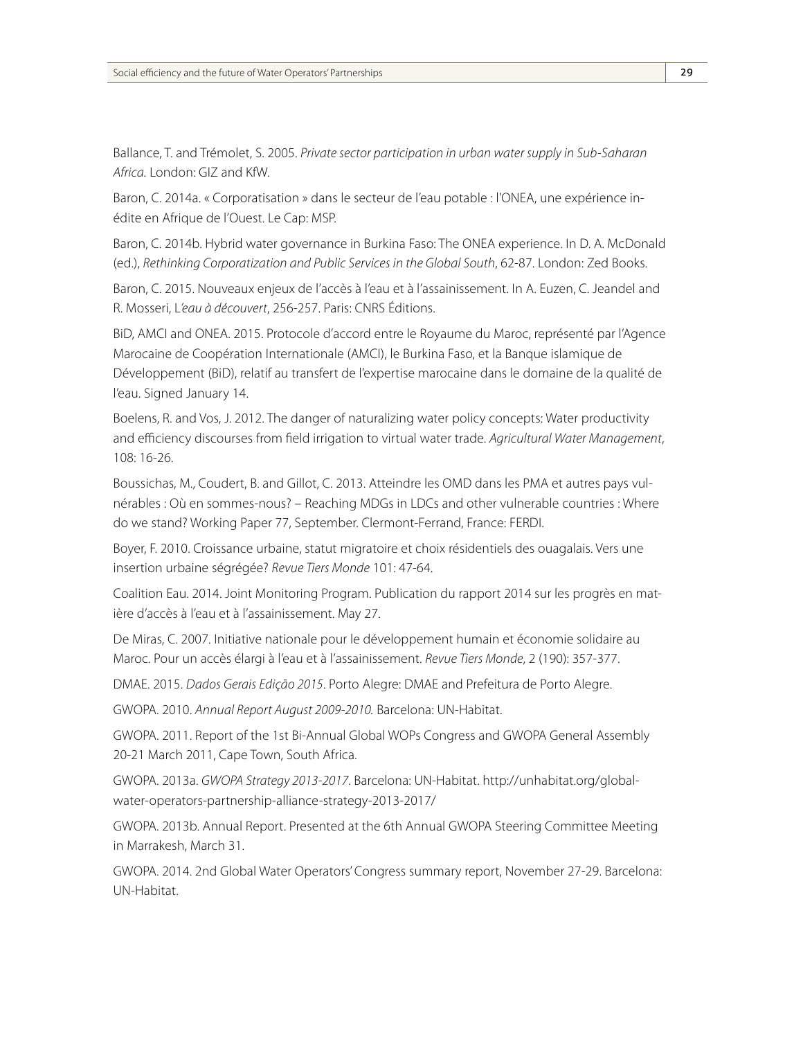Ballance, T. and Trémolet, S. 2005. *Private sector participation in urban water supply in Sub-Saharan Africa.* London: GIZ and KfW.

Baron, C. 2014a. « Corporatisation » dans le secteur de l'eau potable : l'ONEA, une expérience inédite en Afrique de l'Ouest. Le Cap: MSP.

Baron, C. 2014b. Hybrid water governance in Burkina Faso: The ONEA experience. In D. A. McDonald (ed.), *Rethinking Corporatization and Public Services in the Global South*, 62-87. London: Zed Books.

Baron, C. 2015. Nouveaux enjeux de l'accès à l'eau et à l'assainissement. In A. Euzen, C. Jeandel and R. Mosseri, *L'eau à découvert*, 256-257. Paris: CNRS Éditions.

BiD, AMCI and ONEA. 2015. Protocole d'accord entre le Royaume du Maroc, représenté par l'Agence Marocaine de Coopération Internationale (AMCI), le Burkina Faso, et la Banque islamique de Développement (BiD), relatif au transfert de l'expertise marocaine dans le domaine de la qualité de l'eau. Signed January 14.

Boelens, R. and Vos, J. 2012. The danger of naturalizing water policy concepts: Water productivity and efficiency discourses from field irrigation to virtual water trade. *Agricultural Water Management*, 108: 16-26.

Boussichas, M., Coudert, B. and Gillot, C. 2013. Atteindre les OMD dans les PMA et autres pays vulnérables : Où en sommes-nous? – Reaching MDGs in LDCs and other vulnerable countries : Where do we stand? Working Paper 77, September. Clermont-Ferrand, France: FERDI.

Boyer, F. 2010. Croissance urbaine, statut migratoire et choix résidentiels des ouagalais. Vers une insertion urbaine ségrégée? *Revue Tiers Monde* 101: 47-64.

Coalition Eau. 2014. Joint Monitoring Program. Publication du rapport 2014 sur les progrès en matière d'accès à l'eau et à l'assainissement. May 27.

De Miras, C. 2007. Initiative nationale pour le développement humain et économie solidaire au Maroc. Pour un accès élargi à l'eau et à l'assainissement. *Revue Tiers Monde*, 2 (190): 357-377.

DMAE. 2015. *Dados Gerais Edição 2015*. Porto Alegre: DMAE and Prefeitura de Porto Alegre.

GWOPA. 2010. *Annual Report August 2009-2010.* Barcelona: UN-Habitat.

GWOPA. 2011. Report of the 1st Bi-Annual Global WOPs Congress and GWOPA General Assembly 20-21 March 2011, Cape Town, South Africa.

GWOPA. 2013a. *GWOPA Strategy 2013-2017*. Barcelona: UN-Habitat. http://unhabitat.org/global-water-operators-partnership-alliance-strategy-2013-2017/

GWOPA. 2013b. Annual Report. Presented at the 6th Annual GWOPA Steering Committee Meeting in Marrakesh, March 31.

GWOPA. 2014. 2nd Global Water Operators' Congress summary report, November 27-29. Barcelona: UN-Habitat.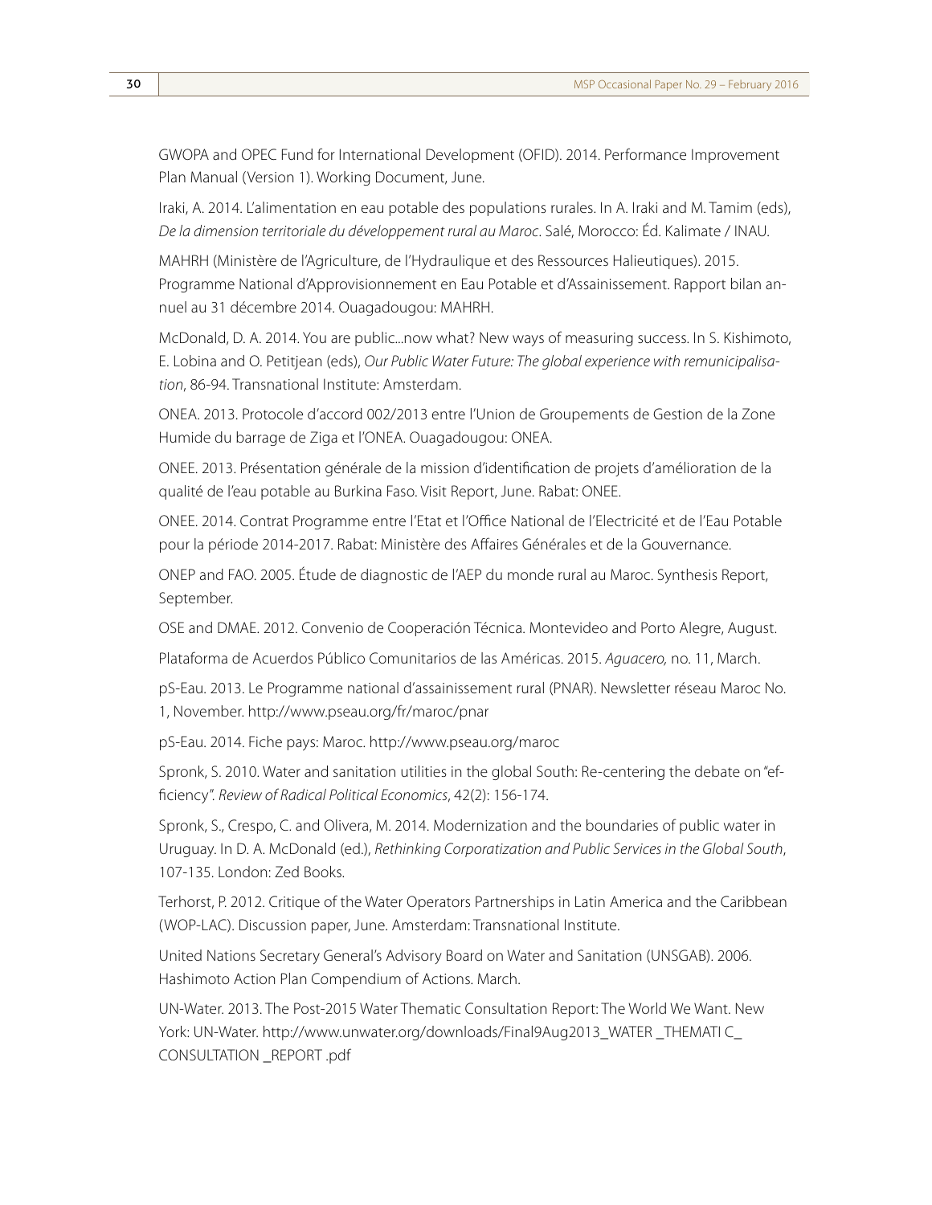GWOPA and OPEC Fund for International Development (OFID). 2014. Performance Improvement Plan Manual (Version 1). Working Document, June.

Iraki, A. 2014. L'alimentation en eau potable des populations rurales. In A. Iraki and M. Tamim (eds), *De la dimension territoriale du développement rural au Maroc*. Salé, Morocco: Éd. Kalimate / INAU.

MAHRH (Ministère de l'Agriculture, de l'Hydraulique et des Ressources Halieutiques). 2015. Programme National d'Approvisionnement en Eau Potable et d'Assainissement. Rapport bilan annuel au 31 décembre 2014. Ouagadougou: MAHRH.

McDonald, D. A. 2014. You are public...now what? New ways of measuring success. In S. Kishimoto, E. Lobina and O. Petitjean (eds), *Our Public Water Future: The global experience with remunicipalisation*, 86-94. Transnational Institute: Amsterdam.

ONEA. 2013. Protocole d'accord 002/2013 entre l'Union de Groupements de Gestion de la Zone Humide du barrage de Ziga et l'ONEA. Ouagadougou: ONEA.

ONEE. 2013. Présentation générale de la mission d'identification de projets d'amélioration de la qualité de l'eau potable au Burkina Faso. Visit Report, June. Rabat: ONEE.

ONEE. 2014. Contrat Programme entre l'Etat et l'Office National de l'Electricité et de l'Eau Potable pour la période 2014-2017. Rabat: Ministère des Affaires Générales et de la Gouvernance.

ONEP and FAO. 2005. Étude de diagnostic de l'AEP du monde rural au Maroc. Synthesis Report, September.

OSE and DMAE. 2012. Convenio de Cooperación Técnica. Montevideo and Porto Alegre, August.

Plataforma de Acuerdos Público Comunitarios de las Américas. 2015. *Aguacero,* no. 11, March.

pS-Eau. 2013. Le Programme national d'assainissement rural (PNAR). Newsletter réseau Maroc No. 1, November. http://www.pseau.org/fr/maroc/pnar

pS-Eau. 2014. Fiche pays: Maroc. http://www.pseau.org/maroc

Spronk, S. 2010. Water and sanitation utilities in the global South: Re-centering the debate on "efficiency". *Review of Radical Political Economics*, 42(2): 156-174.

Spronk, S., Crespo, C. and Olivera, M. 2014. Modernization and the boundaries of public water in Uruguay. In D. A. McDonald (ed.), *Rethinking Corporatization and Public Services in the Global South*, 107-135. London: Zed Books.

Terhorst, P. 2012. Critique of the Water Operators Partnerships in Latin America and the Caribbean (WOP-LAC). Discussion paper, June. Amsterdam: Transnational Institute.

United Nations Secretary General's Advisory Board on Water and Sanitation (UNSGAB). 2006. Hashimoto Action Plan Compendium of Actions. March.

UN-Water. 2013. The Post-2015 Water Thematic Consultation Report: The World We Want. New York: UN-Water. http://www.unwater.org/downloads/Final9Aug2013_WATER _THEMATI C_ CONSULTATION _REPORT .pdf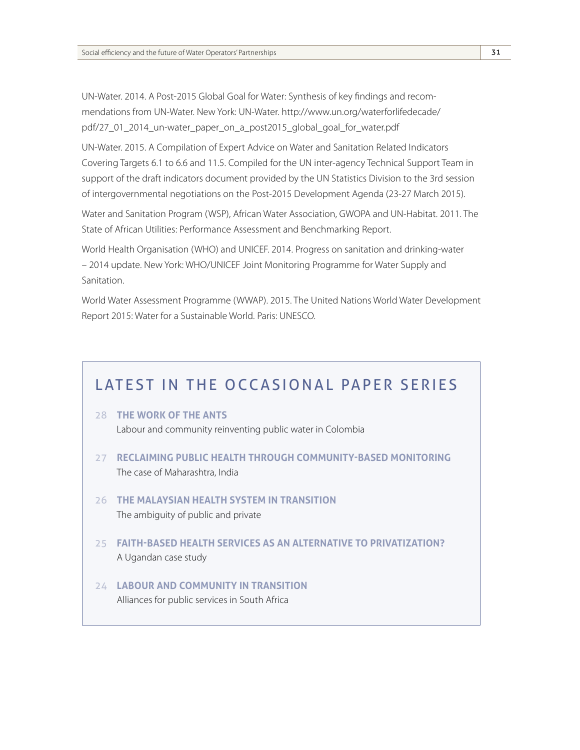UN-Water. 2014. A Post-2015 Global Goal for Water: Synthesis of key findings and recommendations from UN-Water. New York: UN-Water. http://www.un.org/waterforlifedecade/pdf/27_01_2014_un-water_paper_on_a_post2015_global_goal_for_water.pdf

UN-Water. 2015. A Compilation of Expert Advice on Water and Sanitation Related Indicators Covering Targets 6.1 to 6.6 and 11.5. Compiled for the UN inter-agency Technical Support Team in support of the draft indicators document provided by the UN Statistics Division to the 3rd session of intergovernmental negotiations on the Post-2015 Development Agenda (23-27 March 2015).

Water and Sanitation Program (WSP), African Water Association, GWOPA and UN-Habitat. 2011. The State of African Utilities: Performance Assessment and Benchmarking Report.

World Health Organisation (WHO) and UNICEF. 2014. Progress on sanitation and drinking-water – 2014 update. New York: WHO/UNICEF Joint Monitoring Programme for Water Supply and Sanitation.

World Water Assessment Programme (WWAP). 2015. The United Nations World Water Development Report 2015: Water for a Sustainable World. Paris: UNESCO.

## LATEST IN THE OCCASIONAL PAPER SERIES

28 **THE WORK OF THE ANTS**
Labour and community reinventing public water in Colombia

27 **RECLAIMING PUBLIC HEALTH THROUGH COMMUNITY-BASED MONITORING**
The case of Maharashtra, India

26 **THE MALAYSIAN HEALTH SYSTEM IN TRANSITION**
The ambiguity of public and private

25 **FAITH-BASED HEALTH SERVICES AS AN ALTERNATIVE TO PRIVATIZATION?**
A Ugandan case study

24 **LABOUR AND COMMUNITY IN TRANSITION**
Alliances for public services in South Africa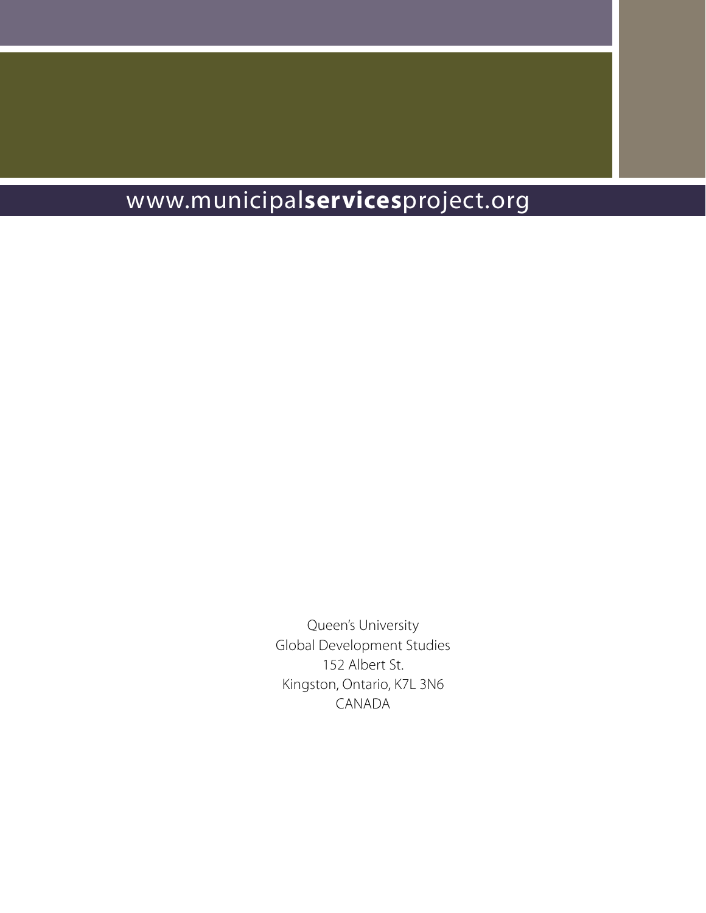www.municipal**services**project.org

Queen's University
Global Development Studies
152 Albert St.
Kingston, Ontario, K7L 3N6
CANADA